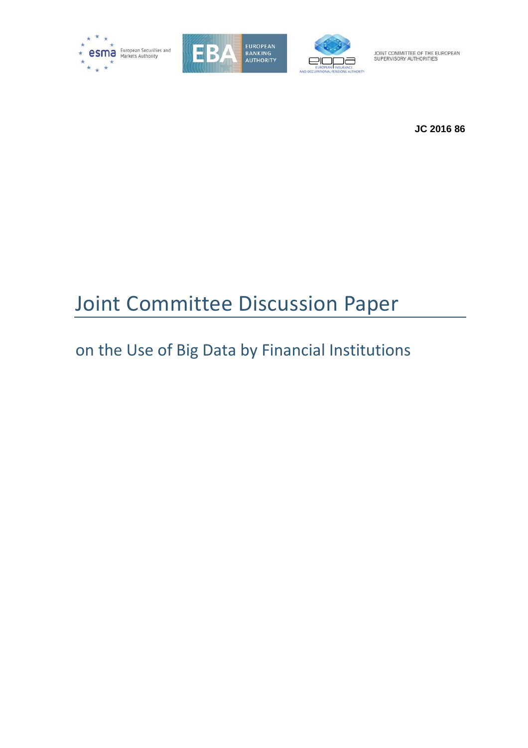European Securities and Markets Authority

EUROPEAN BANKING AUTHORITY

EUROPEAN INSURANCE AND OCCUPATIONAL PENSIONS AUTHORITY

JOINT COMMITTEE OF THE EUROPEAN SUPERVISORY AUTHORITIES

**JC 2016 86**

# Joint Committee Discussion Paper

## on the Use of Big Data by Financial Institutions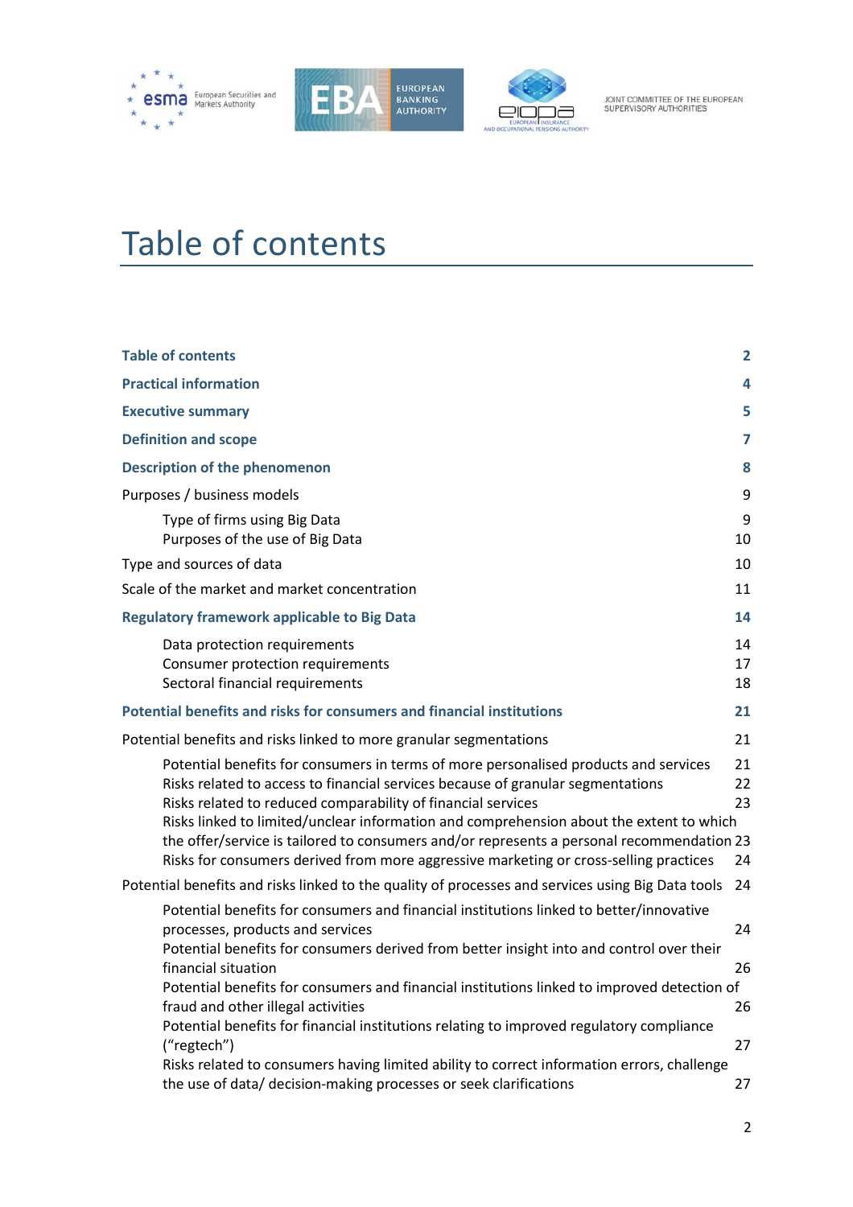# Table of contents

**Table of contents** 2

**Practical information** 4

**Executive summary** 5

**Definition and scope** 7

**Description of the phenomenon** 8

Purposes / business models 9

- Type of firms using Big Data 9
- Purposes of the use of Big Data 10

Type and sources of data 10

Scale of the market and market concentration 11

**Regulatory framework applicable to Big Data** 14

- Data protection requirements 14
- Consumer protection requirements 17
- Sectoral financial requirements 18

**Potential benefits and risks for consumers and financial institutions** 21

Potential benefits and risks linked to more granular segmentations 21

- Potential benefits for consumers in terms of more personalised products and services 21
- Risks related to access to financial services because of granular segmentations 22
- Risks related to reduced comparability of financial services 23
- Risks linked to limited/unclear information and comprehension about the extent to which the offer/service is tailored to consumers and/or represents a personal recommendation 23
- Risks for consumers derived from more aggressive marketing or cross-selling practices 24

Potential benefits and risks linked to the quality of processes and services using Big Data tools 24

- Potential benefits for consumers and financial institutions linked to better/innovative processes, products and services 24
- Potential benefits for consumers derived from better insight into and control over their financial situation 26
- Potential benefits for consumers and financial institutions linked to improved detection of fraud and other illegal activities 26
- Potential benefits for financial institutions relating to improved regulatory compliance ("regtech") 27
- Risks related to consumers having limited ability to correct information errors, challenge the use of data/ decision-making processes or seek clarifications 27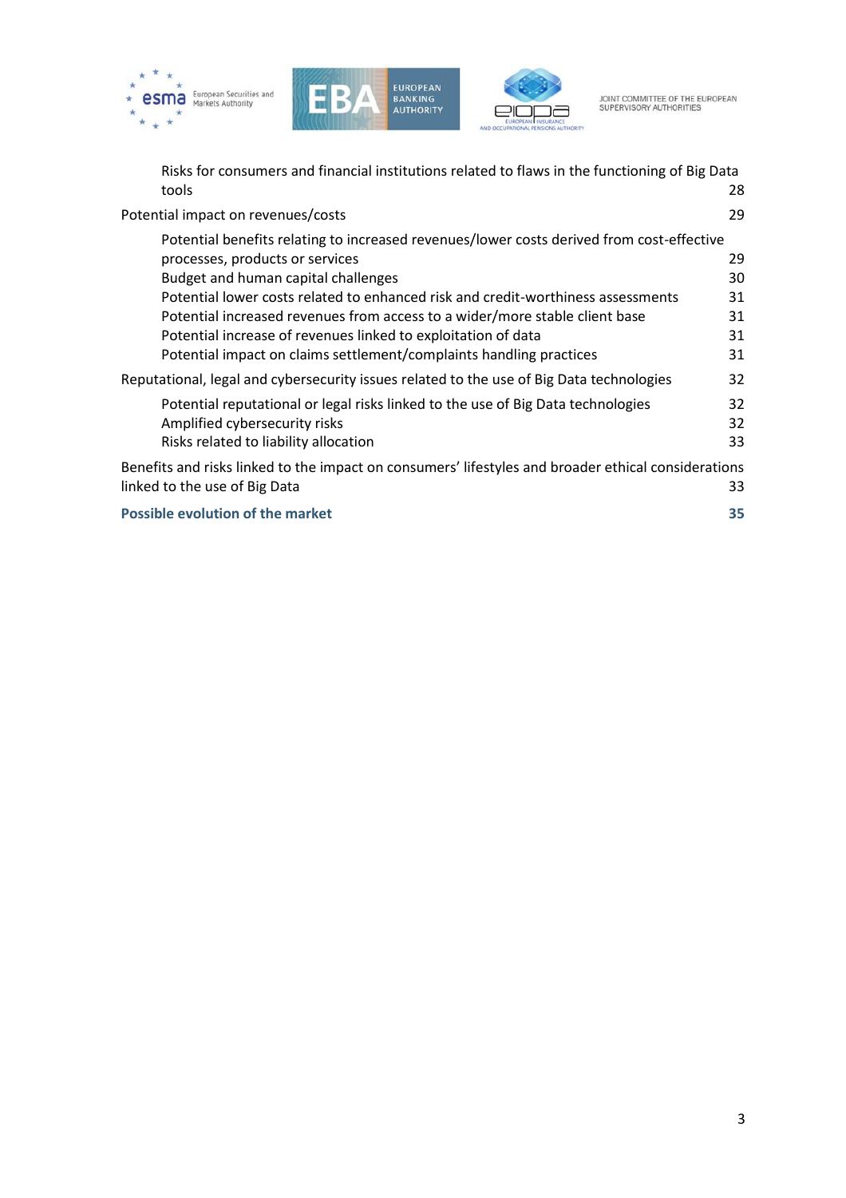Risks for consumers and financial institutions related to flaws in the functioning of Big Data tools 28

Potential impact on revenues/costs 29

Potential benefits relating to increased revenues/lower costs derived from cost-effective processes, products or services 29

Budget and human capital challenges 30

Potential lower costs related to enhanced risk and credit-worthiness assessments 31

Potential increased revenues from access to a wider/more stable client base 31

Potential increase of revenues linked to exploitation of data 31

Potential impact on claims settlement/complaints handling practices 31

Reputational, legal and cybersecurity issues related to the use of Big Data technologies 32

Potential reputational or legal risks linked to the use of Big Data technologies 32

Amplified cybersecurity risks 32

Risks related to liability allocation 33

Benefits and risks linked to the impact on consumers' lifestyles and broader ethical considerations linked to the use of Big Data 33

**Possible evolution of the market 35**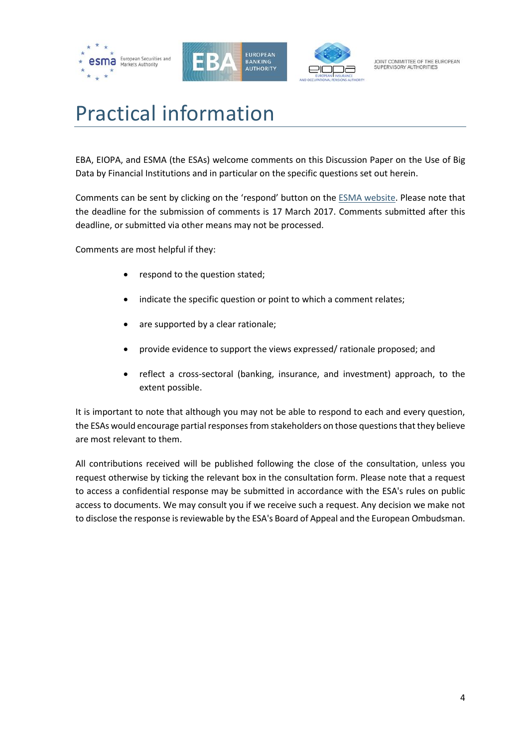# Practical information

EBA, EIOPA, and ESMA (the ESAs) welcome comments on this Discussion Paper on the Use of Big Data by Financial Institutions and in particular on the specific questions set out herein.

Comments can be sent by clicking on the 'respond' button on the ESMA website. Please note that the deadline for the submission of comments is 17 March 2017. Comments submitted after this deadline, or submitted via other means may not be processed.

Comments are most helpful if they:

- respond to the question stated;
- indicate the specific question or point to which a comment relates;
- are supported by a clear rationale;
- provide evidence to support the views expressed/ rationale proposed; and
- reflect a cross-sectoral (banking, insurance, and investment) approach, to the extent possible.

It is important to note that although you may not be able to respond to each and every question, the ESAs would encourage partial responses from stakeholders on those questions that they believe are most relevant to them.

All contributions received will be published following the close of the consultation, unless you request otherwise by ticking the relevant box in the consultation form. Please note that a request to access a confidential response may be submitted in accordance with the ESA's rules on public access to documents. We may consult you if we receive such a request. Any decision we make not to disclose the response is reviewable by the ESA's Board of Appeal and the European Ombudsman.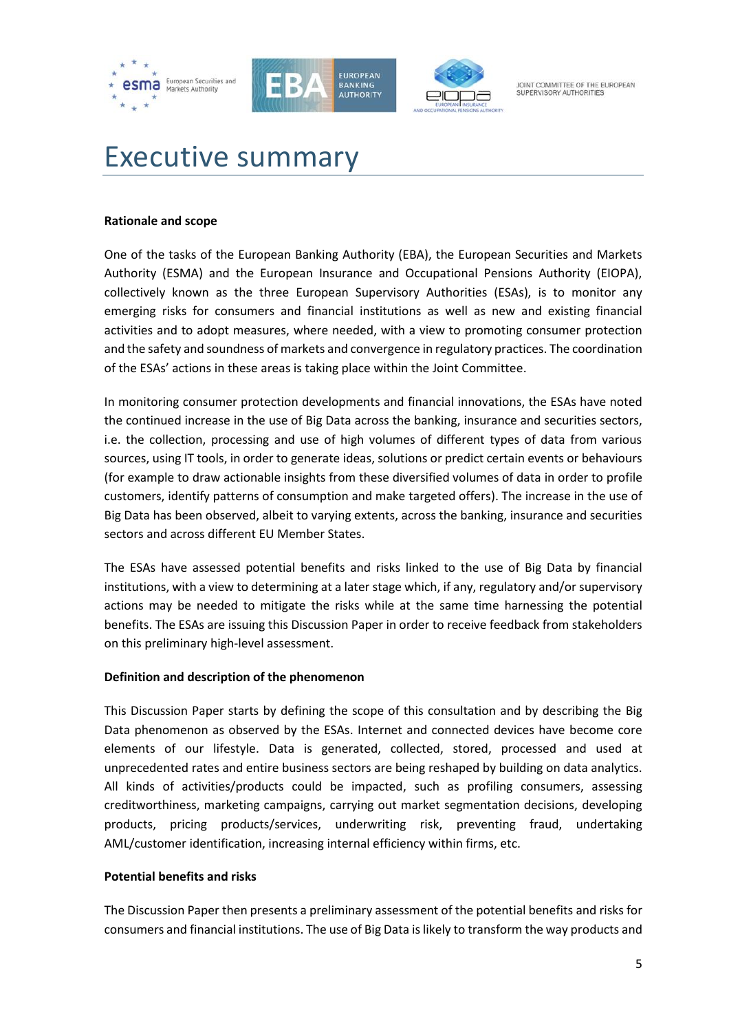# Executive summary

**Rationale and scope**

One of the tasks of the European Banking Authority (EBA), the European Securities and Markets Authority (ESMA) and the European Insurance and Occupational Pensions Authority (EIOPA), collectively known as the three European Supervisory Authorities (ESAs), is to monitor any emerging risks for consumers and financial institutions as well as new and existing financial activities and to adopt measures, where needed, with a view to promoting consumer protection and the safety and soundness of markets and convergence in regulatory practices. The coordination of the ESAs' actions in these areas is taking place within the Joint Committee.

In monitoring consumer protection developments and financial innovations, the ESAs have noted the continued increase in the use of Big Data across the banking, insurance and securities sectors, i.e. the collection, processing and use of high volumes of different types of data from various sources, using IT tools, in order to generate ideas, solutions or predict certain events or behaviours (for example to draw actionable insights from these diversified volumes of data in order to profile customers, identify patterns of consumption and make targeted offers). The increase in the use of Big Data has been observed, albeit to varying extents, across the banking, insurance and securities sectors and across different EU Member States.

The ESAs have assessed potential benefits and risks linked to the use of Big Data by financial institutions, with a view to determining at a later stage which, if any, regulatory and/or supervisory actions may be needed to mitigate the risks while at the same time harnessing the potential benefits. The ESAs are issuing this Discussion Paper in order to receive feedback from stakeholders on this preliminary high-level assessment.

**Definition and description of the phenomenon**

This Discussion Paper starts by defining the scope of this consultation and by describing the Big Data phenomenon as observed by the ESAs. Internet and connected devices have become core elements of our lifestyle. Data is generated, collected, stored, processed and used at unprecedented rates and entire business sectors are being reshaped by building on data analytics. All kinds of activities/products could be impacted, such as profiling consumers, assessing creditworthiness, marketing campaigns, carrying out market segmentation decisions, developing products, pricing products/services, underwriting risk, preventing fraud, undertaking AML/customer identification, increasing internal efficiency within firms, etc.

**Potential benefits and risks**

The Discussion Paper then presents a preliminary assessment of the potential benefits and risks for consumers and financial institutions. The use of Big Data is likely to transform the way products and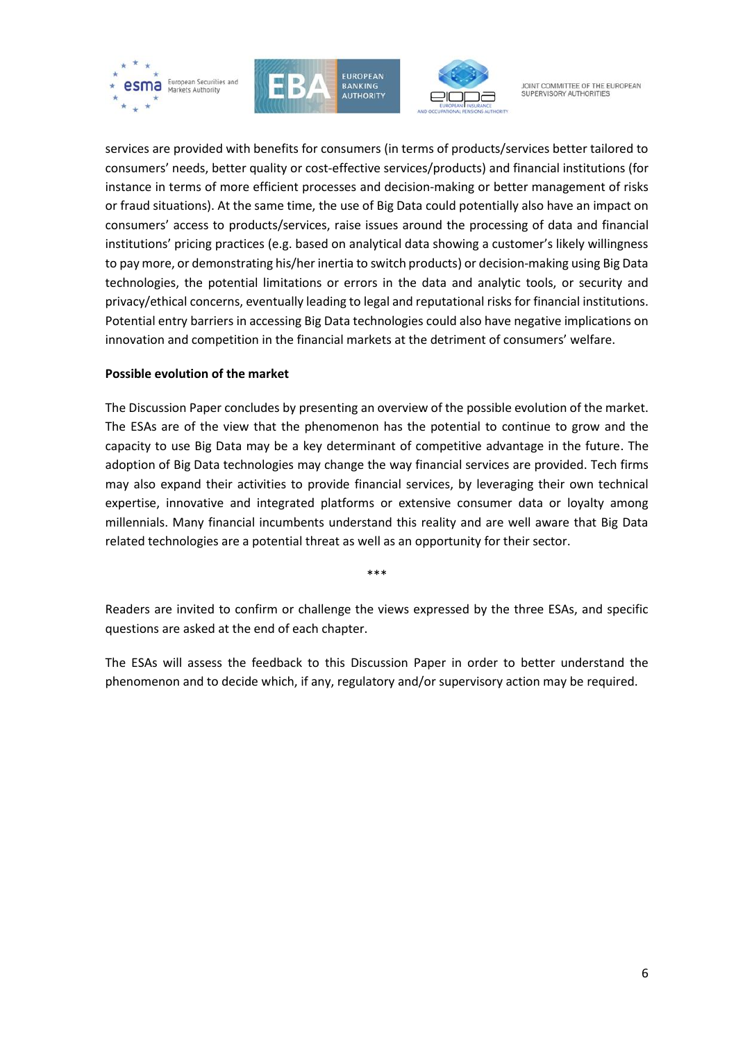services are provided with benefits for consumers (in terms of products/services better tailored to consumers' needs, better quality or cost-effective services/products) and financial institutions (for instance in terms of more efficient processes and decision-making or better management of risks or fraud situations). At the same time, the use of Big Data could potentially also have an impact on consumers' access to products/services, raise issues around the processing of data and financial institutions' pricing practices (e.g. based on analytical data showing a customer's likely willingness to pay more, or demonstrating his/her inertia to switch products) or decision-making using Big Data technologies, the potential limitations or errors in the data and analytic tools, or security and privacy/ethical concerns, eventually leading to legal and reputational risks for financial institutions. Potential entry barriers in accessing Big Data technologies could also have negative implications on innovation and competition in the financial markets at the detriment of consumers' welfare.

**Possible evolution of the market**

The Discussion Paper concludes by presenting an overview of the possible evolution of the market. The ESAs are of the view that the phenomenon has the potential to continue to grow and the capacity to use Big Data may be a key determinant of competitive advantage in the future. The adoption of Big Data technologies may change the way financial services are provided. Tech firms may also expand their activities to provide financial services, by leveraging their own technical expertise, innovative and integrated platforms or extensive consumer data or loyalty among millennials. Many financial incumbents understand this reality and are well aware that Big Data related technologies are a potential threat as well as an opportunity for their sector.

***

Readers are invited to confirm or challenge the views expressed by the three ESAs, and specific questions are asked at the end of each chapter.

The ESAs will assess the feedback to this Discussion Paper in order to better understand the phenomenon and to decide which, if any, regulatory and/or supervisory action may be required.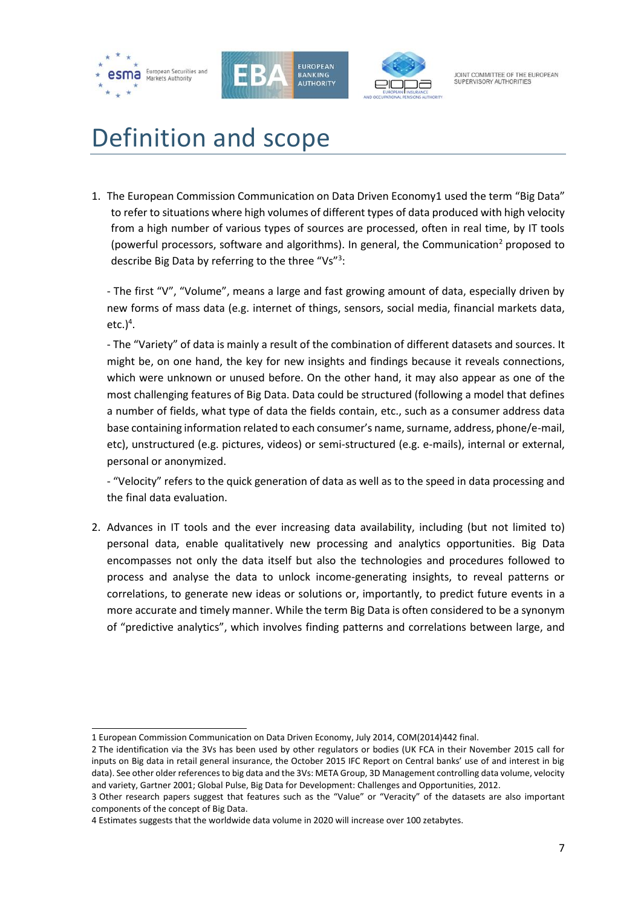# Definition and scope

1. The European Commission Communication on Data Driven Economy1 used the term "Big Data" to refer to situations where high volumes of different types of data produced with high velocity from a high number of various types of sources are processed, often in real time, by IT tools (powerful processors, software and algorithms). In general, the Communication[2] proposed to describe Big Data by referring to the three "Vs"[3]:

   - The first "V", "Volume", means a large and fast growing amount of data, especially driven by new forms of mass data (e.g. internet of things, sensors, social media, financial markets data, etc.)[4].

   - The "Variety" of data is mainly a result of the combination of different datasets and sources. It might be, on one hand, the key for new insights and findings because it reveals connections, which were unknown or unused before. On the other hand, it may also appear as one of the most challenging features of Big Data. Data could be structured (following a model that defines a number of fields, what type of data the fields contain, etc., such as a consumer address data base containing information related to each consumer's name, surname, address, phone/e-mail, etc), unstructured (e.g. pictures, videos) or semi-structured (e.g. e-mails), internal or external, personal or anonymized.

   - "Velocity" refers to the quick generation of data as well as to the speed in data processing and the final data evaluation.

2. Advances in IT tools and the ever increasing data availability, including (but not limited to) personal data, enable qualitatively new processing and analytics opportunities. Big Data encompasses not only the data itself but also the technologies and procedures followed to process and analyse the data to unlock income-generating insights, to reveal patterns or correlations, to generate new ideas or solutions or, importantly, to predict future events in a more accurate and timely manner. While the term Big Data is often considered to be a synonym of "predictive analytics", which involves finding patterns and correlations between large, and

---

1 European Commission Communication on Data Driven Economy, July 2014, COM(2014)442 final.

2 The identification via the 3Vs has been used by other regulators or bodies (UK FCA in their November 2015 call for inputs on Big data in retail general insurance, the October 2015 IFC Report on Central banks' use of and interest in big data). See other older references to big data and the 3Vs: META Group, 3D Management controlling data volume, velocity and variety, Gartner 2001; Global Pulse, Big Data for Development: Challenges and Opportunities, 2012.

3 Other research papers suggest that features such as the "Value" or "Veracity" of the datasets are also important components of the concept of Big Data.

4 Estimates suggests that the worldwide data volume in 2020 will increase over 100 zetabytes.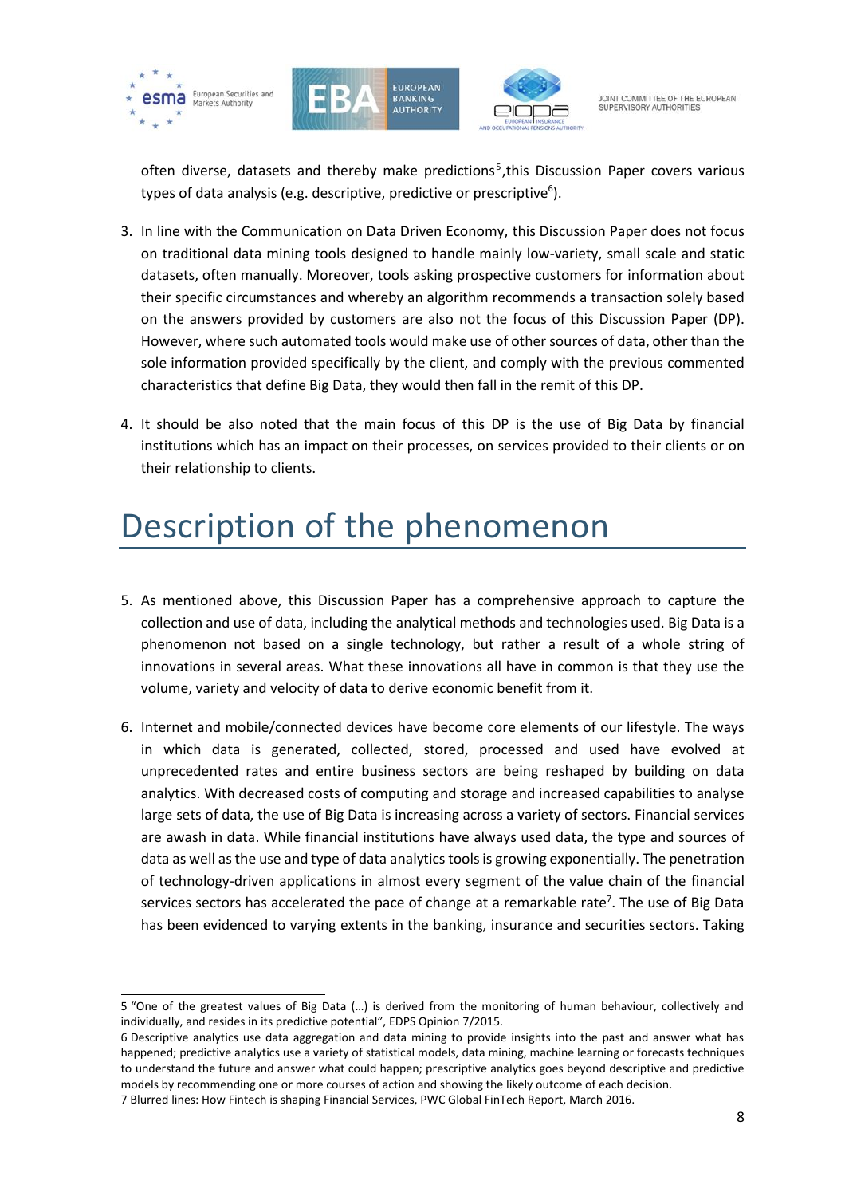often diverse, datasets and thereby make predictions[5],this Discussion Paper covers various types of data analysis (e.g. descriptive, predictive or prescriptive[6]).

3. In line with the Communication on Data Driven Economy, this Discussion Paper does not focus on traditional data mining tools designed to handle mainly low-variety, small scale and static datasets, often manually. Moreover, tools asking prospective customers for information about their specific circumstances and whereby an algorithm recommends a transaction solely based on the answers provided by customers are also not the focus of this Discussion Paper (DP). However, where such automated tools would make use of other sources of data, other than the sole information provided specifically by the client, and comply with the previous commented characteristics that define Big Data, they would then fall in the remit of this DP.

4. It should be also noted that the main focus of this DP is the use of Big Data by financial institutions which has an impact on their processes, on services provided to their clients or on their relationship to clients.

# Description of the phenomenon

5. As mentioned above, this Discussion Paper has a comprehensive approach to capture the collection and use of data, including the analytical methods and technologies used. Big Data is a phenomenon not based on a single technology, but rather a result of a whole string of innovations in several areas. What these innovations all have in common is that they use the volume, variety and velocity of data to derive economic benefit from it.

6. Internet and mobile/connected devices have become core elements of our lifestyle. The ways in which data is generated, collected, stored, processed and used have evolved at unprecedented rates and entire business sectors are being reshaped by building on data analytics. With decreased costs of computing and storage and increased capabilities to analyse large sets of data, the use of Big Data is increasing across a variety of sectors. Financial services are awash in data. While financial institutions have always used data, the type and sources of data as well as the use and type of data analytics tools is growing exponentially. The penetration of technology-driven applications in almost every segment of the value chain of the financial services sectors has accelerated the pace of change at a remarkable rate[7]. The use of Big Data has been evidenced to varying extents in the banking, insurance and securities sectors. Taking

---

5 "One of the greatest values of Big Data (…) is derived from the monitoring of human behaviour, collectively and individually, and resides in its predictive potential", EDPS Opinion 7/2015.

6 Descriptive analytics use data aggregation and data mining to provide insights into the past and answer what has happened; predictive analytics use a variety of statistical models, data mining, machine learning or forecasts techniques to understand the future and answer what could happen; prescriptive analytics goes beyond descriptive and predictive models by recommending one or more courses of action and showing the likely outcome of each decision.

7 Blurred lines: How Fintech is shaping Financial Services, PWC Global FinTech Report, March 2016.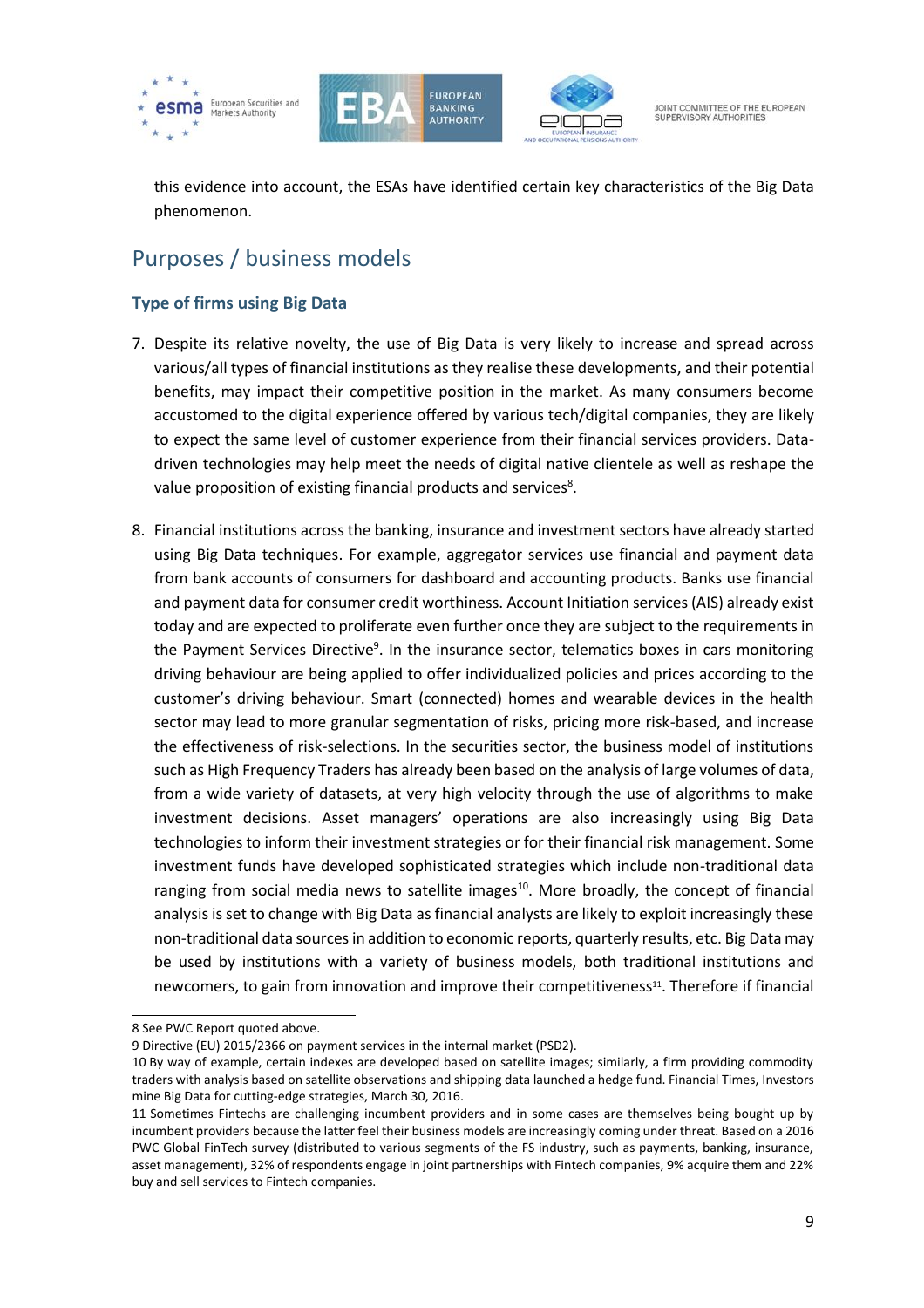this evidence into account, the ESAs have identified certain key characteristics of the Big Data phenomenon.

## Purposes / business models

### Type of firms using Big Data

7. Despite its relative novelty, the use of Big Data is very likely to increase and spread across various/all types of financial institutions as they realise these developments, and their potential benefits, may impact their competitive position in the market. As many consumers become accustomed to the digital experience offered by various tech/digital companies, they are likely to expect the same level of customer experience from their financial services providers. Data-driven technologies may help meet the needs of digital native clientele as well as reshape the value proposition of existing financial products and services[8].

8. Financial institutions across the banking, insurance and investment sectors have already started using Big Data techniques. For example, aggregator services use financial and payment data from bank accounts of consumers for dashboard and accounting products. Banks use financial and payment data for consumer credit worthiness. Account Initiation services (AIS) already exist today and are expected to proliferate even further once they are subject to the requirements in the Payment Services Directive[9]. In the insurance sector, telematics boxes in cars monitoring driving behaviour are being applied to offer individualized policies and prices according to the customer's driving behaviour. Smart (connected) homes and wearable devices in the health sector may lead to more granular segmentation of risks, pricing more risk-based, and increase the effectiveness of risk-selections. In the securities sector, the business model of institutions such as High Frequency Traders has already been based on the analysis of large volumes of data, from a wide variety of datasets, at very high velocity through the use of algorithms to make investment decisions. Asset managers' operations are also increasingly using Big Data technologies to inform their investment strategies or for their financial risk management. Some investment funds have developed sophisticated strategies which include non-traditional data ranging from social media news to satellite images[10]. More broadly, the concept of financial analysis is set to change with Big Data as financial analysts are likely to exploit increasingly these non-traditional data sources in addition to economic reports, quarterly results, etc. Big Data may be used by institutions with a variety of business models, both traditional institutions and newcomers, to gain from innovation and improve their competitiveness[11]. Therefore if financial

---

8 See PWC Report quoted above.

9 Directive (EU) 2015/2366 on payment services in the internal market (PSD2).

10 By way of example, certain indexes are developed based on satellite images; similarly, a firm providing commodity traders with analysis based on satellite observations and shipping data launched a hedge fund. Financial Times, Investors mine Big Data for cutting-edge strategies, March 30, 2016.

11 Sometimes Fintechs are challenging incumbent providers and in some cases are themselves being bought up by incumbent providers because the latter feel their business models are increasingly coming under threat. Based on a 2016 PWC Global FinTech survey (distributed to various segments of the FS industry, such as payments, banking, insurance, asset management), 32% of respondents engage in joint partnerships with Fintech companies, 9% acquire them and 22% buy and sell services to Fintech companies.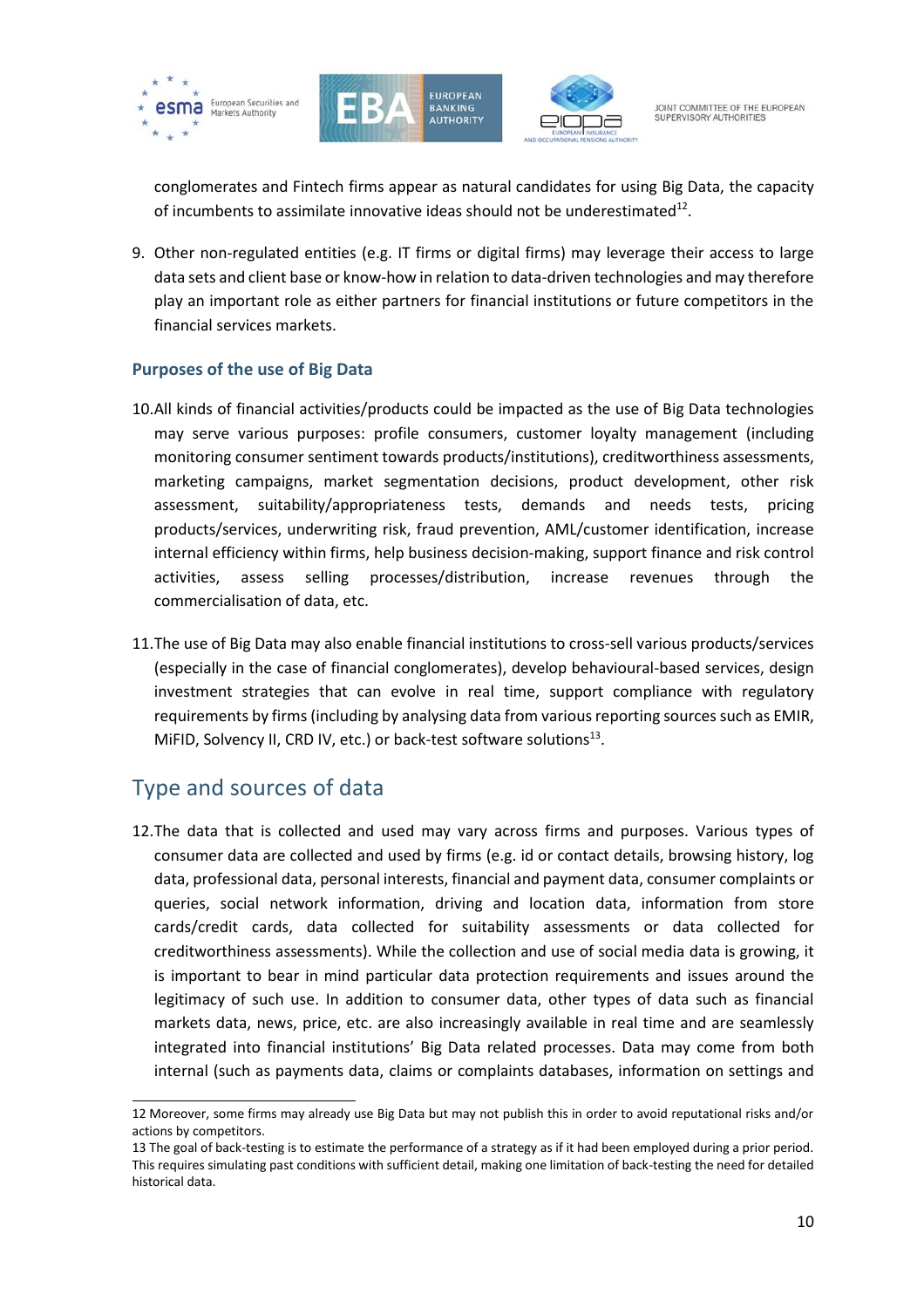conglomerates and Fintech firms appear as natural candidates for using Big Data, the capacity of incumbents to assimilate innovative ideas should not be underestimated[12].

9. Other non-regulated entities (e.g. IT firms or digital firms) may leverage their access to large data sets and client base or know-how in relation to data-driven technologies and may therefore play an important role as either partners for financial institutions or future competitors in the financial services markets.

### Purposes of the use of Big Data

10. All kinds of financial activities/products could be impacted as the use of Big Data technologies may serve various purposes: profile consumers, customer loyalty management (including monitoring consumer sentiment towards products/institutions), creditworthiness assessments, marketing campaigns, market segmentation decisions, product development, other risk assessment, suitability/appropriateness tests, demands and needs tests, pricing products/services, underwriting risk, fraud prevention, AML/customer identification, increase internal efficiency within firms, help business decision-making, support finance and risk control activities, assess selling processes/distribution, increase revenues through the commercialisation of data, etc.

11. The use of Big Data may also enable financial institutions to cross-sell various products/services (especially in the case of financial conglomerates), develop behavioural-based services, design investment strategies that can evolve in real time, support compliance with regulatory requirements by firms (including by analysing data from various reporting sources such as EMIR, MiFID, Solvency II, CRD IV, etc.) or back-test software solutions[13].

## Type and sources of data

12. The data that is collected and used may vary across firms and purposes. Various types of consumer data are collected and used by firms (e.g. id or contact details, browsing history, log data, professional data, personal interests, financial and payment data, consumer complaints or queries, social network information, driving and location data, information from store cards/credit cards, data collected for suitability assessments or data collected for creditworthiness assessments). While the collection and use of social media data is growing, it is important to bear in mind particular data protection requirements and issues around the legitimacy of such use. In addition to consumer data, other types of data such as financial markets data, news, price, etc. are also increasingly available in real time and are seamlessly integrated into financial institutions' Big Data related processes. Data may come from both internal (such as payments data, claims or complaints databases, information on settings and

---

12 Moreover, some firms may already use Big Data but may not publish this in order to avoid reputational risks and/or actions by competitors.

13 The goal of back-testing is to estimate the performance of a strategy as if it had been employed during a prior period. This requires simulating past conditions with sufficient detail, making one limitation of back-testing the need for detailed historical data.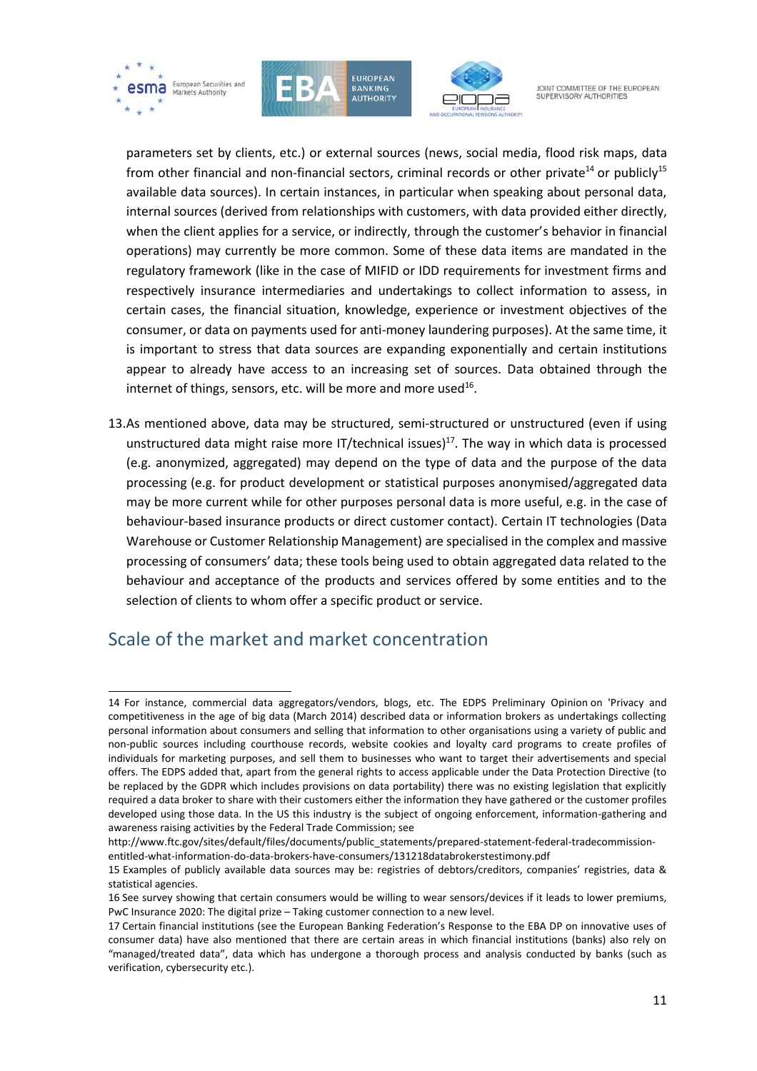parameters set by clients, etc.) or external sources (news, social media, flood risk maps, data from other financial and non-financial sectors, criminal records or other private[14] or publicly[15] available data sources). In certain instances, in particular when speaking about personal data, internal sources (derived from relationships with customers, with data provided either directly, when the client applies for a service, or indirectly, through the customer's behavior in financial operations) may currently be more common. Some of these data items are mandated in the regulatory framework (like in the case of MIFID or IDD requirements for investment firms and respectively insurance intermediaries and undertakings to collect information to assess, in certain cases, the financial situation, knowledge, experience or investment objectives of the consumer, or data on payments used for anti-money laundering purposes). At the same time, it is important to stress that data sources are expanding exponentially and certain institutions appear to already have access to an increasing set of sources. Data obtained through the internet of things, sensors, etc. will be more and more used[16].

13. As mentioned above, data may be structured, semi-structured or unstructured (even if using unstructured data might raise more IT/technical issues)[17]. The way in which data is processed (e.g. anonymized, aggregated) may depend on the type of data and the purpose of the data processing (e.g. for product development or statistical purposes anonymised/aggregated data may be more current while for other purposes personal data is more useful, e.g. in the case of behaviour-based insurance products or direct customer contact). Certain IT technologies (Data Warehouse or Customer Relationship Management) are specialised in the complex and massive processing of consumers' data; these tools being used to obtain aggregated data related to the behaviour and acceptance of the products and services offered by some entities and to the selection of clients to whom offer a specific product or service.

## Scale of the market and market concentration

---

14 For instance, commercial data aggregators/vendors, blogs, etc. The EDPS Preliminary Opinion on 'Privacy and competitiveness in the age of big data (March 2014) described data or information brokers as undertakings collecting personal information about consumers and selling that information to other organisations using a variety of public and non-public sources including courthouse records, website cookies and loyalty card programs to create profiles of individuals for marketing purposes, and sell them to businesses who want to target their advertisements and special offers. The EDPS added that, apart from the general rights to access applicable under the Data Protection Directive (to be replaced by the GDPR which includes provisions on data portability) there was no existing legislation that explicitly required a data broker to share with their customers either the information they have gathered or the customer profiles developed using those data. In the US this industry is the subject of ongoing enforcement, information-gathering and awareness raising activities by the Federal Trade Commission; see http://www.ftc.gov/sites/default/files/documents/public_statements/prepared-statement-federal-tradecommission-entitled-what-information-do-data-brokers-have-consumers/131218databrokerstestimony.pdf

15 Examples of publicly available data sources may be: registries of debtors/creditors, companies' registries, data & statistical agencies.

16 See survey showing that certain consumers would be willing to wear sensors/devices if it leads to lower premiums, PwC Insurance 2020: The digital prize – Taking customer connection to a new level.

17 Certain financial institutions (see the European Banking Federation's Response to the EBA DP on innovative uses of consumer data) have also mentioned that there are certain areas in which financial institutions (banks) also rely on "managed/treated data", data which has undergone a thorough process and analysis conducted by banks (such as verification, cybersecurity etc.).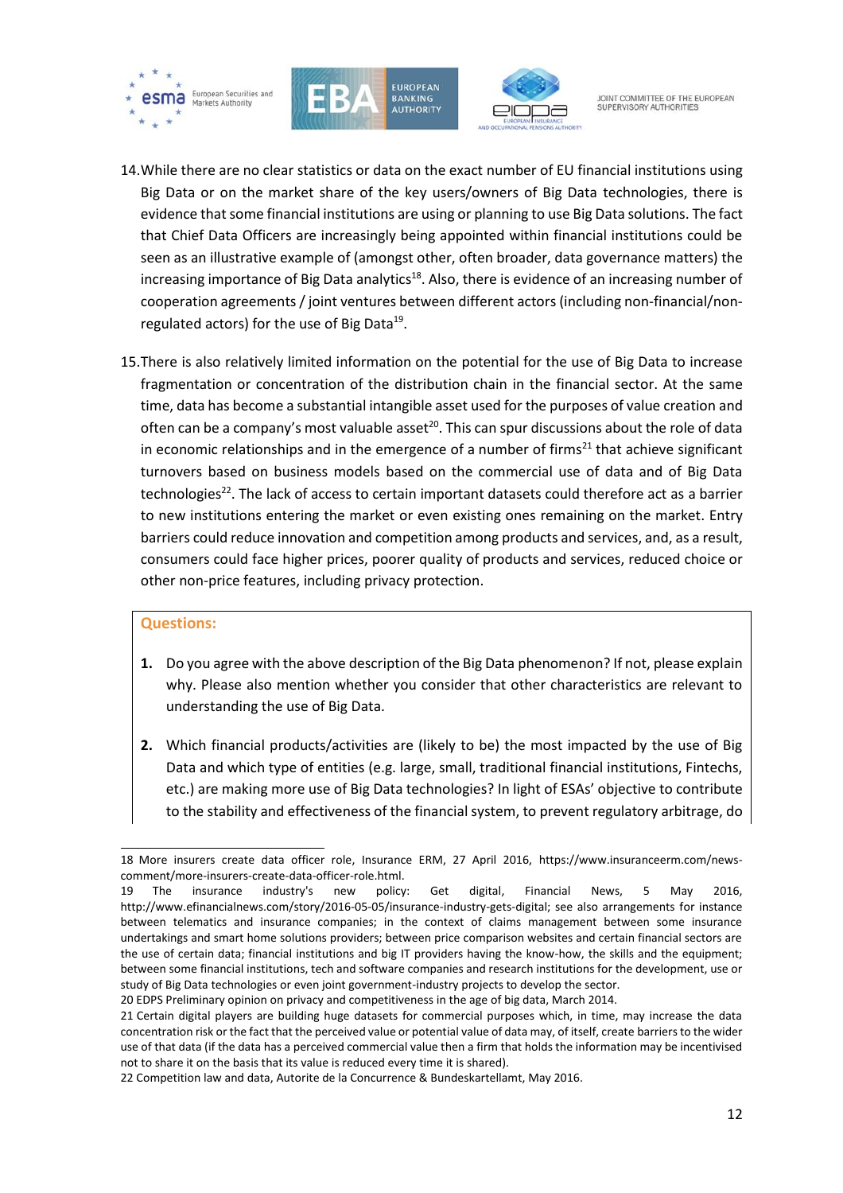14. While there are no clear statistics or data on the exact number of EU financial institutions using Big Data or on the market share of the key users/owners of Big Data technologies, there is evidence that some financial institutions are using or planning to use Big Data solutions. The fact that Chief Data Officers are increasingly being appointed within financial institutions could be seen as an illustrative example of (amongst other, often broader, data governance matters) the increasing importance of Big Data analytics[18]. Also, there is evidence of an increasing number of cooperation agreements / joint ventures between different actors (including non-financial/non-regulated actors) for the use of Big Data[19].

15. There is also relatively limited information on the potential for the use of Big Data to increase fragmentation or concentration of the distribution chain in the financial sector. At the same time, data has become a substantial intangible asset used for the purposes of value creation and often can be a company's most valuable asset[20]. This can spur discussions about the role of data in economic relationships and in the emergence of a number of firms[21] that achieve significant turnovers based on business models based on the commercial use of data and of Big Data technologies[22]. The lack of access to certain important datasets could therefore act as a barrier to new institutions entering the market or even existing ones remaining on the market. Entry barriers could reduce innovation and competition among products and services, and, as a result, consumers could face higher prices, poorer quality of products and services, reduced choice or other non-price features, including privacy protection.

**Questions:**

1. Do you agree with the above description of the Big Data phenomenon? If not, please explain why. Please also mention whether you consider that other characteristics are relevant to understanding the use of Big Data.

2. Which financial products/activities are (likely to be) the most impacted by the use of Big Data and which type of entities (e.g. large, small, traditional financial institutions, Fintechs, etc.) are making more use of Big Data technologies? In light of ESAs' objective to contribute to the stability and effectiveness of the financial system, to prevent regulatory arbitrage, do

---

18 More insurers create data officer role, Insurance ERM, 27 April 2016, https://www.insuranceerm.com/news-comment/more-insurers-create-data-officer-role.html.

19 The insurance industry's new policy: Get digital, Financial News, 5 May 2016, http://www.efinancialnews.com/story/2016-05-05/insurance-industry-gets-digital; see also arrangements for instance between telematics and insurance companies; in the context of claims management between some insurance undertakings and smart home solutions providers; between price comparison websites and certain financial sectors are the use of certain data; financial institutions and big IT providers having the know-how, the skills and the equipment; between some financial institutions, tech and software companies and research institutions for the development, use or study of Big Data technologies or even joint government-industry projects to develop the sector.

20 EDPS Preliminary opinion on privacy and competitiveness in the age of big data, March 2014.

21 Certain digital players are building huge datasets for commercial purposes which, in time, may increase the data concentration risk or the fact that the perceived value or potential value of data may, of itself, create barriers to the wider use of that data (if the data has a perceived commercial value then a firm that holds the information may be incentivised not to share it on the basis that its value is reduced every time it is shared).

22 Competition law and data, Autorite de la Concurrence & Bundeskartellamt, May 2016.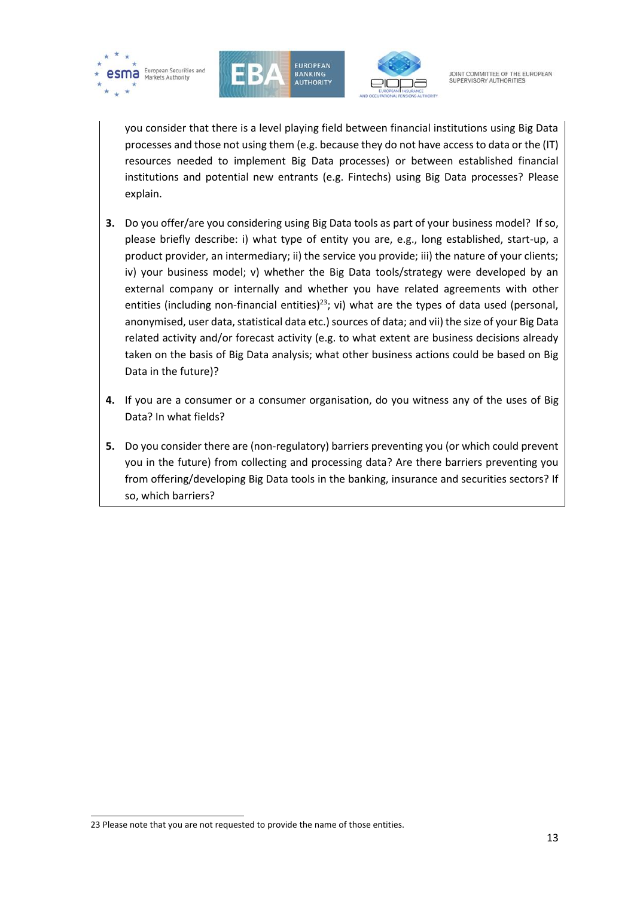you consider that there is a level playing field between financial institutions using Big Data processes and those not using them (e.g. because they do not have access to data or the (IT) resources needed to implement Big Data processes) or between established financial institutions and potential new entrants (e.g. Fintechs) using Big Data processes? Please explain.

**3.** Do you offer/are you considering using Big Data tools as part of your business model? If so, please briefly describe: i) what type of entity you are, e.g., long established, start-up, a product provider, an intermediary; ii) the service you provide; iii) the nature of your clients; iv) your business model; v) whether the Big Data tools/strategy were developed by an external company or internally and whether you have related agreements with other entities (including non-financial entities)[23]; vi) what are the types of data used (personal, anonymised, user data, statistical data etc.) sources of data; and vii) the size of your Big Data related activity and/or forecast activity (e.g. to what extent are business decisions already taken on the basis of Big Data analysis; what other business actions could be based on Big Data in the future)?

**4.** If you are a consumer or a consumer organisation, do you witness any of the uses of Big Data? In what fields?

**5.** Do you consider there are (non-regulatory) barriers preventing you (or which could prevent you in the future) from collecting and processing data? Are there barriers preventing you from offering/developing Big Data tools in the banking, insurance and securities sectors? If so, which barriers?

---

23 Please note that you are not requested to provide the name of those entities.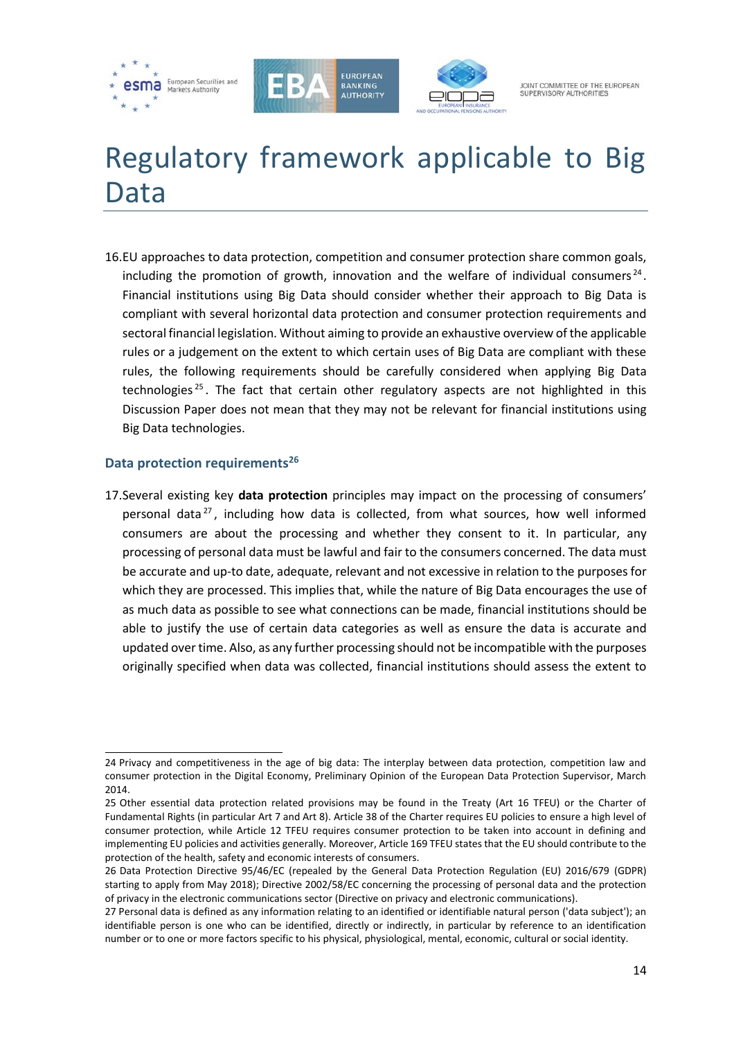# Regulatory framework applicable to Big Data

16. EU approaches to data protection, competition and consumer protection share common goals, including the promotion of growth, innovation and the welfare of individual consumers[24]. Financial institutions using Big Data should consider whether their approach to Big Data is compliant with several horizontal data protection and consumer protection requirements and sectoral financial legislation. Without aiming to provide an exhaustive overview of the applicable rules or a judgement on the extent to which certain uses of Big Data are compliant with these rules, the following requirements should be carefully considered when applying Big Data technologies[25]. The fact that certain other regulatory aspects are not highlighted in this Discussion Paper does not mean that they may not be relevant for financial institutions using Big Data technologies.

### Data protection requirements[26]

17. Several existing key **data protection** principles may impact on the processing of consumers' personal data[27], including how data is collected, from what sources, how well informed consumers are about the processing and whether they consent to it. In particular, any processing of personal data must be lawful and fair to the consumers concerned. The data must be accurate and up-to date, adequate, relevant and not excessive in relation to the purposes for which they are processed. This implies that, while the nature of Big Data encourages the use of as much data as possible to see what connections can be made, financial institutions should be able to justify the use of certain data categories as well as ensure the data is accurate and updated over time. Also, as any further processing should not be incompatible with the purposes originally specified when data was collected, financial institutions should assess the extent to

---

24 Privacy and competitiveness in the age of big data: The interplay between data protection, competition law and consumer protection in the Digital Economy, Preliminary Opinion of the European Data Protection Supervisor, March 2014.

25 Other essential data protection related provisions may be found in the Treaty (Art 16 TFEU) or the Charter of Fundamental Rights (in particular Art 7 and Art 8). Article 38 of the Charter requires EU policies to ensure a high level of consumer protection, while Article 12 TFEU requires consumer protection to be taken into account in defining and implementing EU policies and activities generally. Moreover, Article 169 TFEU states that the EU should contribute to the protection of the health, safety and economic interests of consumers.

26 Data Protection Directive 95/46/EC (repealed by the General Data Protection Regulation (EU) 2016/679 (GDPR) starting to apply from May 2018); Directive 2002/58/EC concerning the processing of personal data and the protection of privacy in the electronic communications sector (Directive on privacy and electronic communications).

27 Personal data is defined as any information relating to an identified or identifiable natural person ('data subject'); an identifiable person is one who can be identified, directly or indirectly, in particular by reference to an identification number or to one or more factors specific to his physical, physiological, mental, economic, cultural or social identity.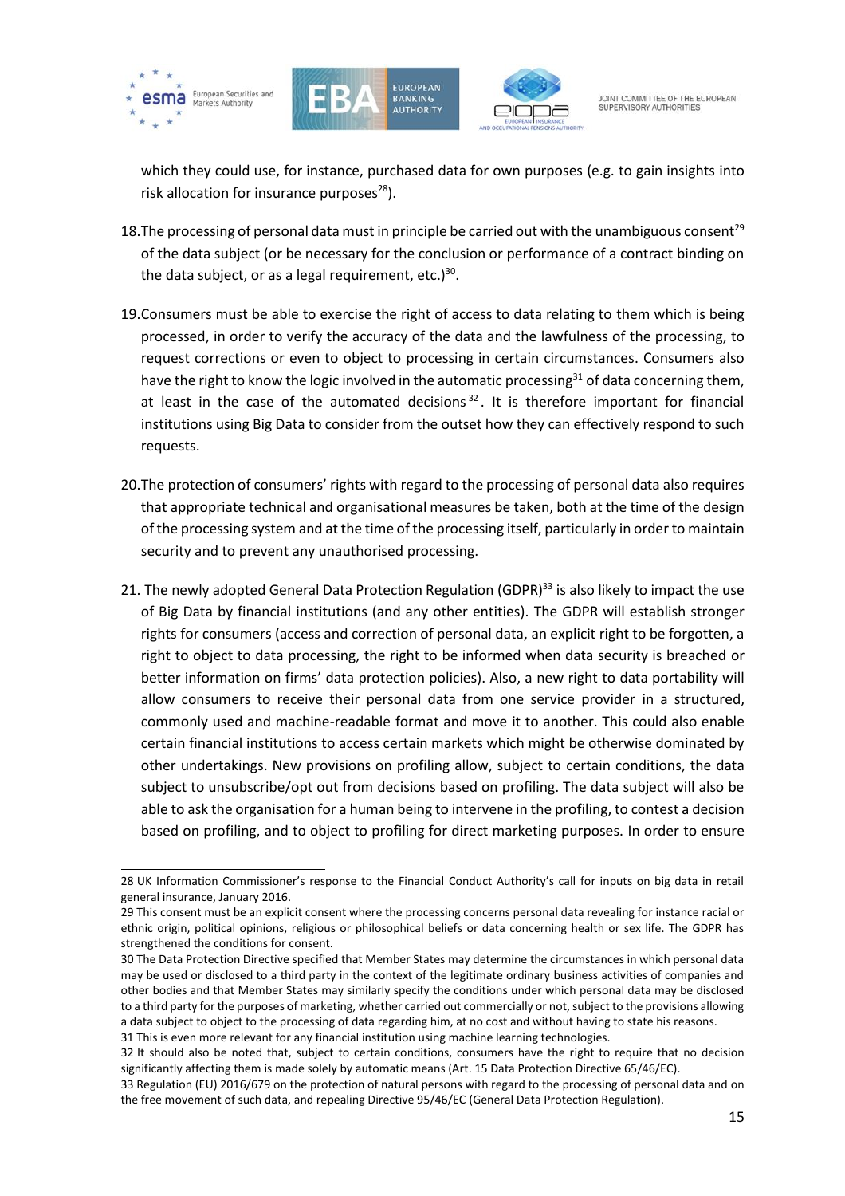which they could use, for instance, purchased data for own purposes (e.g. to gain insights into risk allocation for insurance purposes[28]).

18. The processing of personal data must in principle be carried out with the unambiguous consent[29] of the data subject (or be necessary for the conclusion or performance of a contract binding on the data subject, or as a legal requirement, etc.)[30].

19. Consumers must be able to exercise the right of access to data relating to them which is being processed, in order to verify the accuracy of the data and the lawfulness of the processing, to request corrections or even to object to processing in certain circumstances. Consumers also have the right to know the logic involved in the automatic processing[31] of data concerning them, at least in the case of the automated decisions[32]. It is therefore important for financial institutions using Big Data to consider from the outset how they can effectively respond to such requests.

20. The protection of consumers' rights with regard to the processing of personal data also requires that appropriate technical and organisational measures be taken, both at the time of the design of the processing system and at the time of the processing itself, particularly in order to maintain security and to prevent any unauthorised processing.

21. The newly adopted General Data Protection Regulation (GDPR)[33] is also likely to impact the use of Big Data by financial institutions (and any other entities). The GDPR will establish stronger rights for consumers (access and correction of personal data, an explicit right to be forgotten, a right to object to data processing, the right to be informed when data security is breached or better information on firms' data protection policies). Also, a new right to data portability will allow consumers to receive their personal data from one service provider in a structured, commonly used and machine-readable format and move it to another. This could also enable certain financial institutions to access certain markets which might be otherwise dominated by other undertakings. New provisions on profiling allow, subject to certain conditions, the data subject to unsubscribe/opt out from decisions based on profiling. The data subject will also be able to ask the organisation for a human being to intervene in the profiling, to contest a decision based on profiling, and to object to profiling for direct marketing purposes. In order to ensure

---

28 UK Information Commissioner's response to the Financial Conduct Authority's call for inputs on big data in retail general insurance, January 2016.

29 This consent must be an explicit consent where the processing concerns personal data revealing for instance racial or ethnic origin, political opinions, religious or philosophical beliefs or data concerning health or sex life. The GDPR has strengthened the conditions for consent.

30 The Data Protection Directive specified that Member States may determine the circumstances in which personal data may be used or disclosed to a third party in the context of the legitimate ordinary business activities of companies and other bodies and that Member States may similarly specify the conditions under which personal data may be disclosed to a third party for the purposes of marketing, whether carried out commercially or not, subject to the provisions allowing a data subject to object to the processing of data regarding him, at no cost and without having to state his reasons.

31 This is even more relevant for any financial institution using machine learning technologies.

32 It should also be noted that, subject to certain conditions, consumers have the right to require that no decision significantly affecting them is made solely by automatic means (Art. 15 Data Protection Directive 65/46/EC).

33 Regulation (EU) 2016/679 on the protection of natural persons with regard to the processing of personal data and on the free movement of such data, and repealing Directive 95/46/EC (General Data Protection Regulation).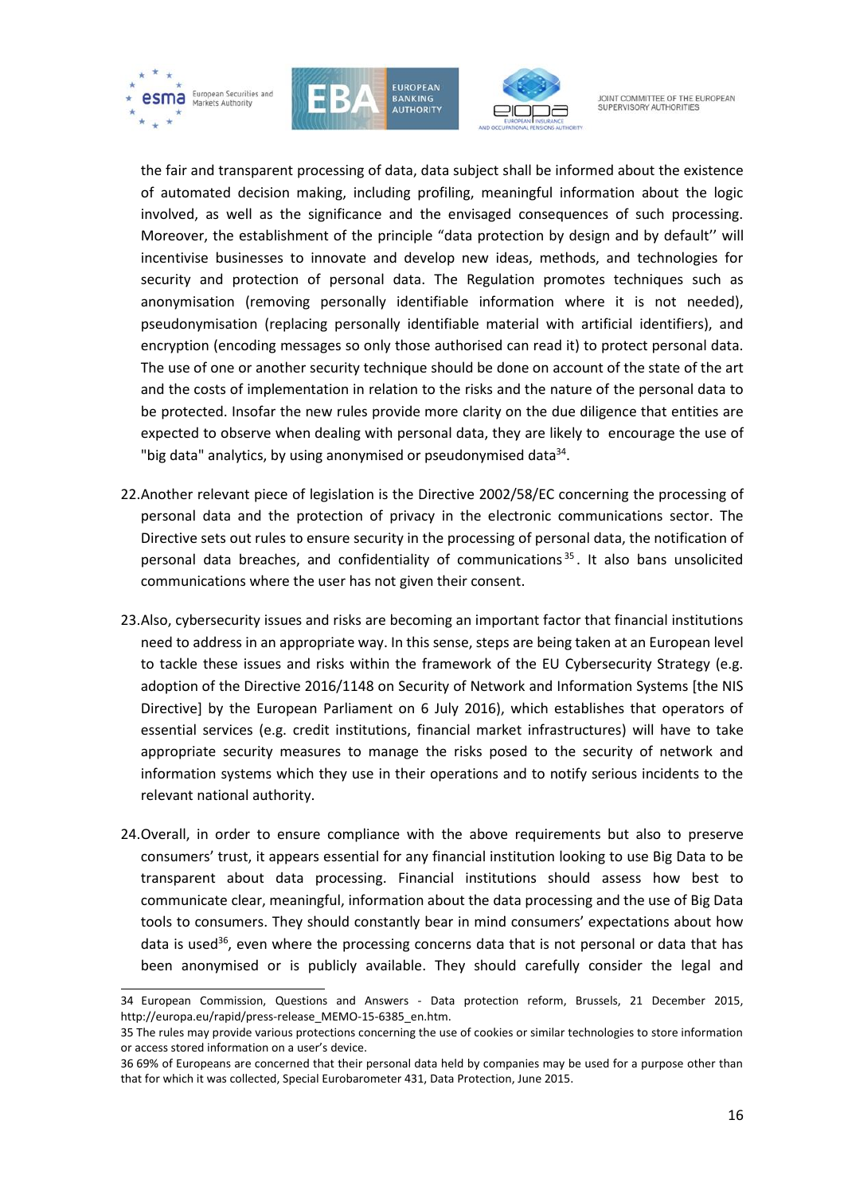the fair and transparent processing of data, data subject shall be informed about the existence of automated decision making, including profiling, meaningful information about the logic involved, as well as the significance and the envisaged consequences of such processing. Moreover, the establishment of the principle "data protection by design and by default'' will incentivise businesses to innovate and develop new ideas, methods, and technologies for security and protection of personal data. The Regulation promotes techniques such as anonymisation (removing personally identifiable information where it is not needed), pseudonymisation (replacing personally identifiable material with artificial identifiers), and encryption (encoding messages so only those authorised can read it) to protect personal data. The use of one or another security technique should be done on account of the state of the art and the costs of implementation in relation to the risks and the nature of the personal data to be protected. Insofar the new rules provide more clarity on the due diligence that entities are expected to observe when dealing with personal data, they are likely to encourage the use of "big data" analytics, by using anonymised or pseudonymised data[34].

22. Another relevant piece of legislation is the Directive 2002/58/EC concerning the processing of personal data and the protection of privacy in the electronic communications sector. The Directive sets out rules to ensure security in the processing of personal data, the notification of personal data breaches, and confidentiality of communications[35]. It also bans unsolicited communications where the user has not given their consent.

23. Also, cybersecurity issues and risks are becoming an important factor that financial institutions need to address in an appropriate way. In this sense, steps are being taken at an European level to tackle these issues and risks within the framework of the EU Cybersecurity Strategy (e.g. adoption of the Directive 2016/1148 on Security of Network and Information Systems [the NIS Directive] by the European Parliament on 6 July 2016), which establishes that operators of essential services (e.g. credit institutions, financial market infrastructures) will have to take appropriate security measures to manage the risks posed to the security of network and information systems which they use in their operations and to notify serious incidents to the relevant national authority.

24. Overall, in order to ensure compliance with the above requirements but also to preserve consumers' trust, it appears essential for any financial institution looking to use Big Data to be transparent about data processing. Financial institutions should assess how best to communicate clear, meaningful, information about the data processing and the use of Big Data tools to consumers. They should constantly bear in mind consumers' expectations about how data is used[36], even where the processing concerns data that is not personal or data that has been anonymised or is publicly available. They should carefully consider the legal and

---

34 European Commission, Questions and Answers - Data protection reform, Brussels, 21 December 2015, http://europa.eu/rapid/press-release_MEMO-15-6385_en.htm.

35 The rules may provide various protections concerning the use of cookies or similar technologies to store information or access stored information on a user's device.

36 69% of Europeans are concerned that their personal data held by companies may be used for a purpose other than that for which it was collected, Special Eurobarometer 431, Data Protection, June 2015.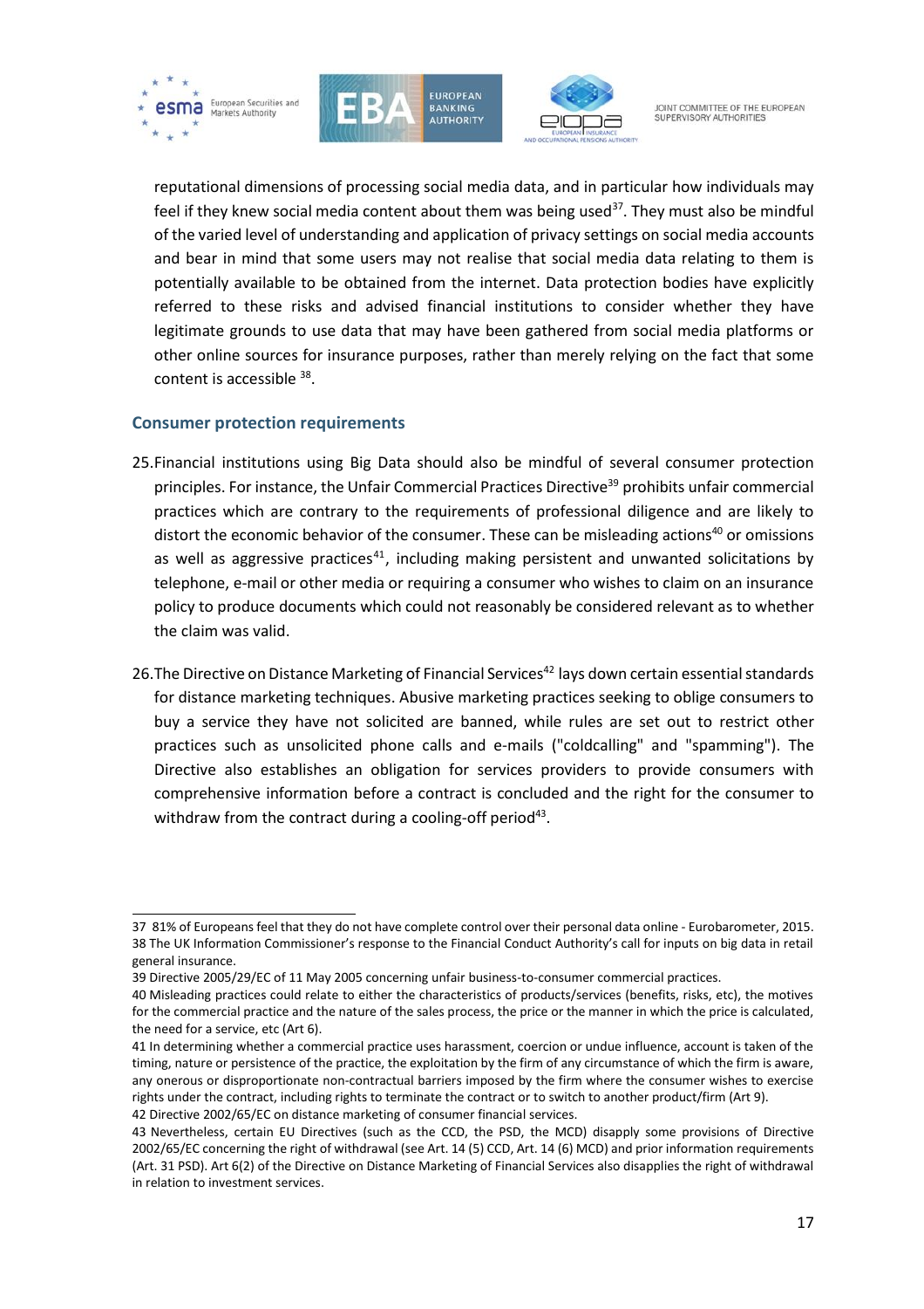reputational dimensions of processing social media data, and in particular how individuals may feel if they knew social media content about them was being used[37]. They must also be mindful of the varied level of understanding and application of privacy settings on social media accounts and bear in mind that some users may not realise that social media data relating to them is potentially available to be obtained from the internet. Data protection bodies have explicitly referred to these risks and advised financial institutions to consider whether they have legitimate grounds to use data that may have been gathered from social media platforms or other online sources for insurance purposes, rather than merely relying on the fact that some content is accessible [38].

### Consumer protection requirements

25. Financial institutions using Big Data should also be mindful of several consumer protection principles. For instance, the Unfair Commercial Practices Directive[39] prohibits unfair commercial practices which are contrary to the requirements of professional diligence and are likely to distort the economic behavior of the consumer. These can be misleading actions[40] or omissions as well as aggressive practices[41], including making persistent and unwanted solicitations by telephone, e-mail or other media or requiring a consumer who wishes to claim on an insurance policy to produce documents which could not reasonably be considered relevant as to whether the claim was valid.

26. The Directive on Distance Marketing of Financial Services[42] lays down certain essential standards for distance marketing techniques. Abusive marketing practices seeking to oblige consumers to buy a service they have not solicited are banned, while rules are set out to restrict other practices such as unsolicited phone calls and e-mails ("coldcalling" and "spamming"). The Directive also establishes an obligation for services providers to provide consumers with comprehensive information before a contract is concluded and the right for the consumer to withdraw from the contract during a cooling-off period[43].

---

37 81% of Europeans feel that they do not have complete control over their personal data online - Eurobarometer, 2015.

38 The UK Information Commissioner's response to the Financial Conduct Authority's call for inputs on big data in retail general insurance.

39 Directive 2005/29/EC of 11 May 2005 concerning unfair business-to-consumer commercial practices.

40 Misleading practices could relate to either the characteristics of products/services (benefits, risks, etc), the motives for the commercial practice and the nature of the sales process, the price or the manner in which the price is calculated, the need for a service, etc (Art 6).

41 In determining whether a commercial practice uses harassment, coercion or undue influence, account is taken of the timing, nature or persistence of the practice, the exploitation by the firm of any circumstance of which the firm is aware, any onerous or disproportionate non-contractual barriers imposed by the firm where the consumer wishes to exercise rights under the contract, including rights to terminate the contract or to switch to another product/firm (Art 9).

42 Directive 2002/65/EC on distance marketing of consumer financial services.

43 Nevertheless, certain EU Directives (such as the CCD, the PSD, the MCD) disapply some provisions of Directive 2002/65/EC concerning the right of withdrawal (see Art. 14 (5) CCD, Art. 14 (6) MCD) and prior information requirements (Art. 31 PSD). Art 6(2) of the Directive on Distance Marketing of Financial Services also disapplies the right of withdrawal in relation to investment services.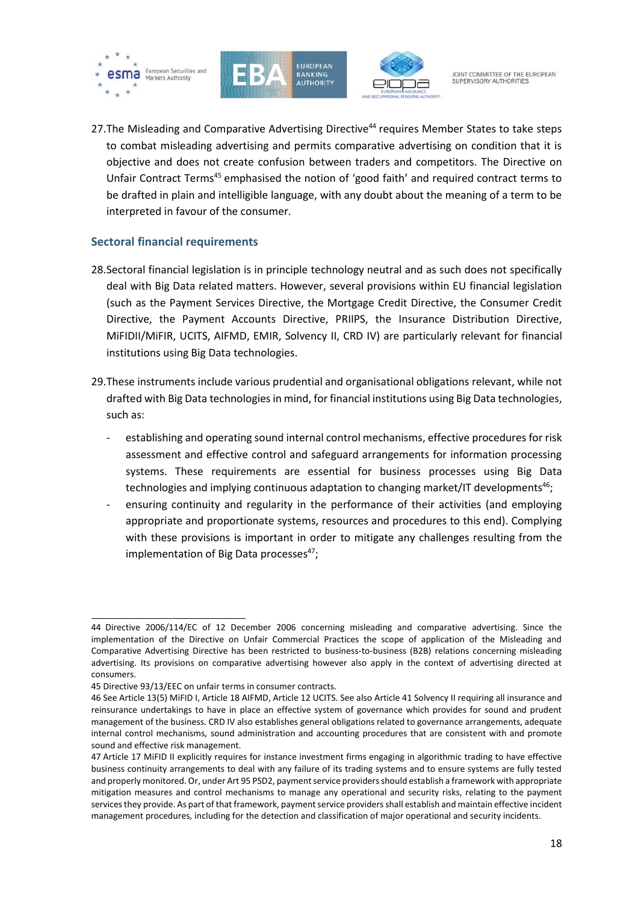27.The Misleading and Comparative Advertising Directive[44] requires Member States to take steps to combat misleading advertising and permits comparative advertising on condition that it is objective and does not create confusion between traders and competitors. The Directive on Unfair Contract Terms[45] emphasised the notion of 'good faith' and required contract terms to be drafted in plain and intelligible language, with any doubt about the meaning of a term to be interpreted in favour of the consumer.

### Sectoral financial requirements

28.Sectoral financial legislation is in principle technology neutral and as such does not specifically deal with Big Data related matters. However, several provisions within EU financial legislation (such as the Payment Services Directive, the Mortgage Credit Directive, the Consumer Credit Directive, the Payment Accounts Directive, PRIIPS, the Insurance Distribution Directive, MiFIDII/MiFIR, UCITS, AIFMD, EMIR, Solvency II, CRD IV) are particularly relevant for financial institutions using Big Data technologies.

29.These instruments include various prudential and organisational obligations relevant, while not drafted with Big Data technologies in mind, for financial institutions using Big Data technologies, such as:

- establishing and operating sound internal control mechanisms, effective procedures for risk assessment and effective control and safeguard arrangements for information processing systems. These requirements are essential for business processes using Big Data technologies and implying continuous adaptation to changing market/IT developments[46];
- ensuring continuity and regularity in the performance of their activities (and employing appropriate and proportionate systems, resources and procedures to this end). Complying with these provisions is important in order to mitigate any challenges resulting from the implementation of Big Data processes[47];

---

44 Directive 2006/114/EC of 12 December 2006 concerning misleading and comparative advertising. Since the implementation of the Directive on Unfair Commercial Practices the scope of application of the Misleading and Comparative Advertising Directive has been restricted to business-to-business (B2B) relations concerning misleading advertising. Its provisions on comparative advertising however also apply in the context of advertising directed at consumers.

45 Directive 93/13/EEC on unfair terms in consumer contracts.

46 See Article 13(5) MiFID I, Article 18 AIFMD, Article 12 UCITS. See also Article 41 Solvency II requiring all insurance and reinsurance undertakings to have in place an effective system of governance which provides for sound and prudent management of the business. CRD IV also establishes general obligations related to governance arrangements, adequate internal control mechanisms, sound administration and accounting procedures that are consistent with and promote sound and effective risk management.

47 Article 17 MiFID II explicitly requires for instance investment firms engaging in algorithmic trading to have effective business continuity arrangements to deal with any failure of its trading systems and to ensure systems are fully tested and properly monitored. Or, under Art 95 PSD2, payment service providers should establish a framework with appropriate mitigation measures and control mechanisms to manage any operational and security risks, relating to the payment services they provide. As part of that framework, payment service providers shall establish and maintain effective incident management procedures, including for the detection and classification of major operational and security incidents.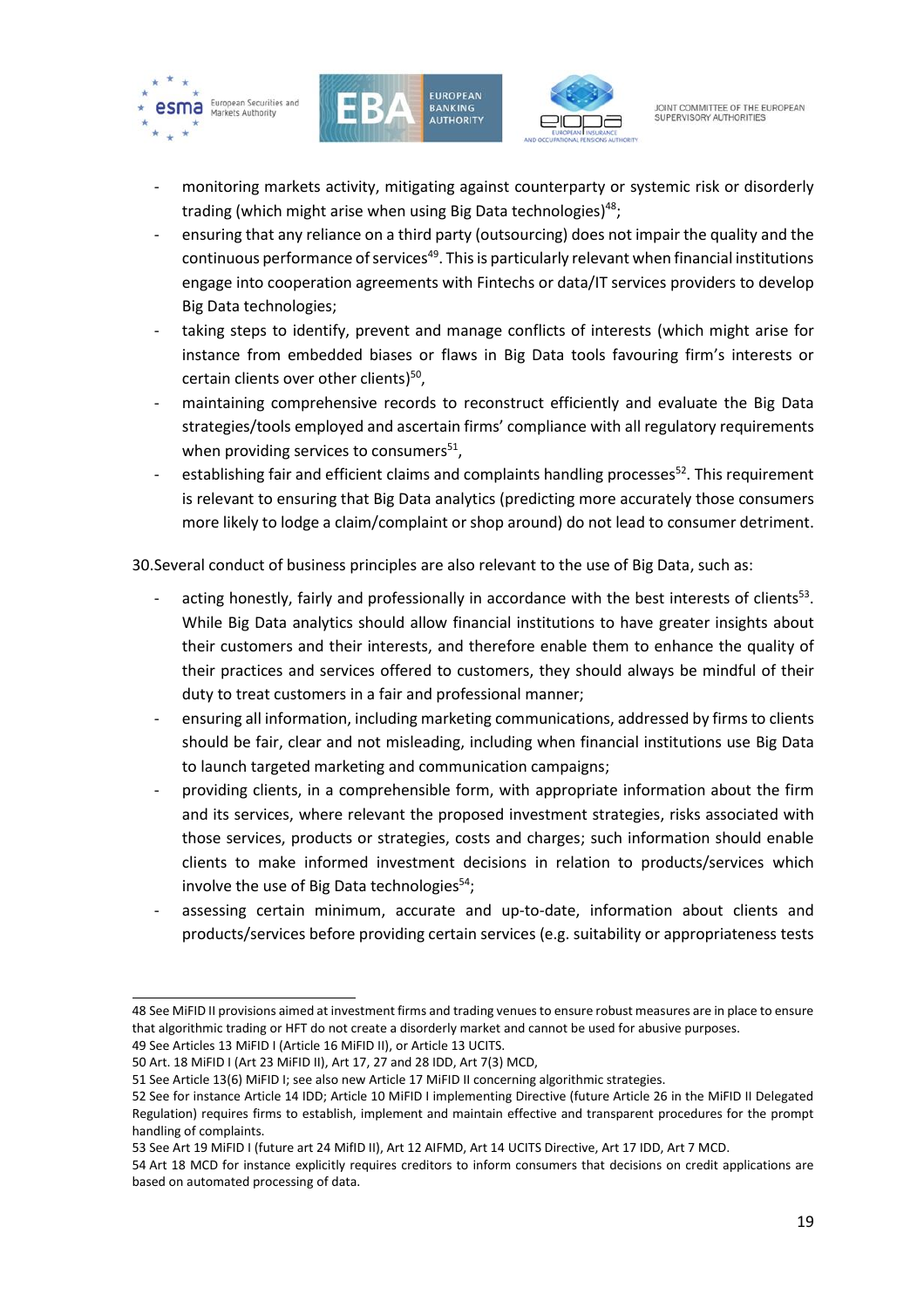- monitoring markets activity, mitigating against counterparty or systemic risk or disorderly trading (which might arise when using Big Data technologies)[48];
- ensuring that any reliance on a third party (outsourcing) does not impair the quality and the continuous performance of services[49]. This is particularly relevant when financial institutions engage into cooperation agreements with Fintechs or data/IT services providers to develop Big Data technologies;
- taking steps to identify, prevent and manage conflicts of interests (which might arise for instance from embedded biases or flaws in Big Data tools favouring firm's interests or certain clients over other clients)[50],
- maintaining comprehensive records to reconstruct efficiently and evaluate the Big Data strategies/tools employed and ascertain firms' compliance with all regulatory requirements when providing services to consumers[51],
- establishing fair and efficient claims and complaints handling processes[52]. This requirement is relevant to ensuring that Big Data analytics (predicting more accurately those consumers more likely to lodge a claim/complaint or shop around) do not lead to consumer detriment.

30. Several conduct of business principles are also relevant to the use of Big Data, such as:

- acting honestly, fairly and professionally in accordance with the best interests of clients[53]. While Big Data analytics should allow financial institutions to have greater insights about their customers and their interests, and therefore enable them to enhance the quality of their practices and services offered to customers, they should always be mindful of their duty to treat customers in a fair and professional manner;
- ensuring all information, including marketing communications, addressed by firms to clients should be fair, clear and not misleading, including when financial institutions use Big Data to launch targeted marketing and communication campaigns;
- providing clients, in a comprehensible form, with appropriate information about the firm and its services, where relevant the proposed investment strategies, risks associated with those services, products or strategies, costs and charges; such information should enable clients to make informed investment decisions in relation to products/services which involve the use of Big Data technologies[54];
- assessing certain minimum, accurate and up-to-date, information about clients and products/services before providing certain services (e.g. suitability or appropriateness tests

---

48 See MiFID II provisions aimed at investment firms and trading venues to ensure robust measures are in place to ensure that algorithmic trading or HFT do not create a disorderly market and cannot be used for abusive purposes.

49 See Articles 13 MiFID I (Article 16 MiFID II), or Article 13 UCITS.

50 Art. 18 MiFID I (Art 23 MiFID II), Art 17, 27 and 28 IDD, Art 7(3) MCD,

51 See Article 13(6) MiFID I; see also new Article 17 MiFID II concerning algorithmic strategies.

52 See for instance Article 14 IDD; Article 10 MiFID I implementing Directive (future Article 26 in the MiFID II Delegated Regulation) requires firms to establish, implement and maintain effective and transparent procedures for the prompt handling of complaints.

53 See Art 19 MiFID I (future art 24 MifID II), Art 12 AIFMD, Art 14 UCITS Directive, Art 17 IDD, Art 7 MCD.

54 Art 18 MCD for instance explicitly requires creditors to inform consumers that decisions on credit applications are based on automated processing of data.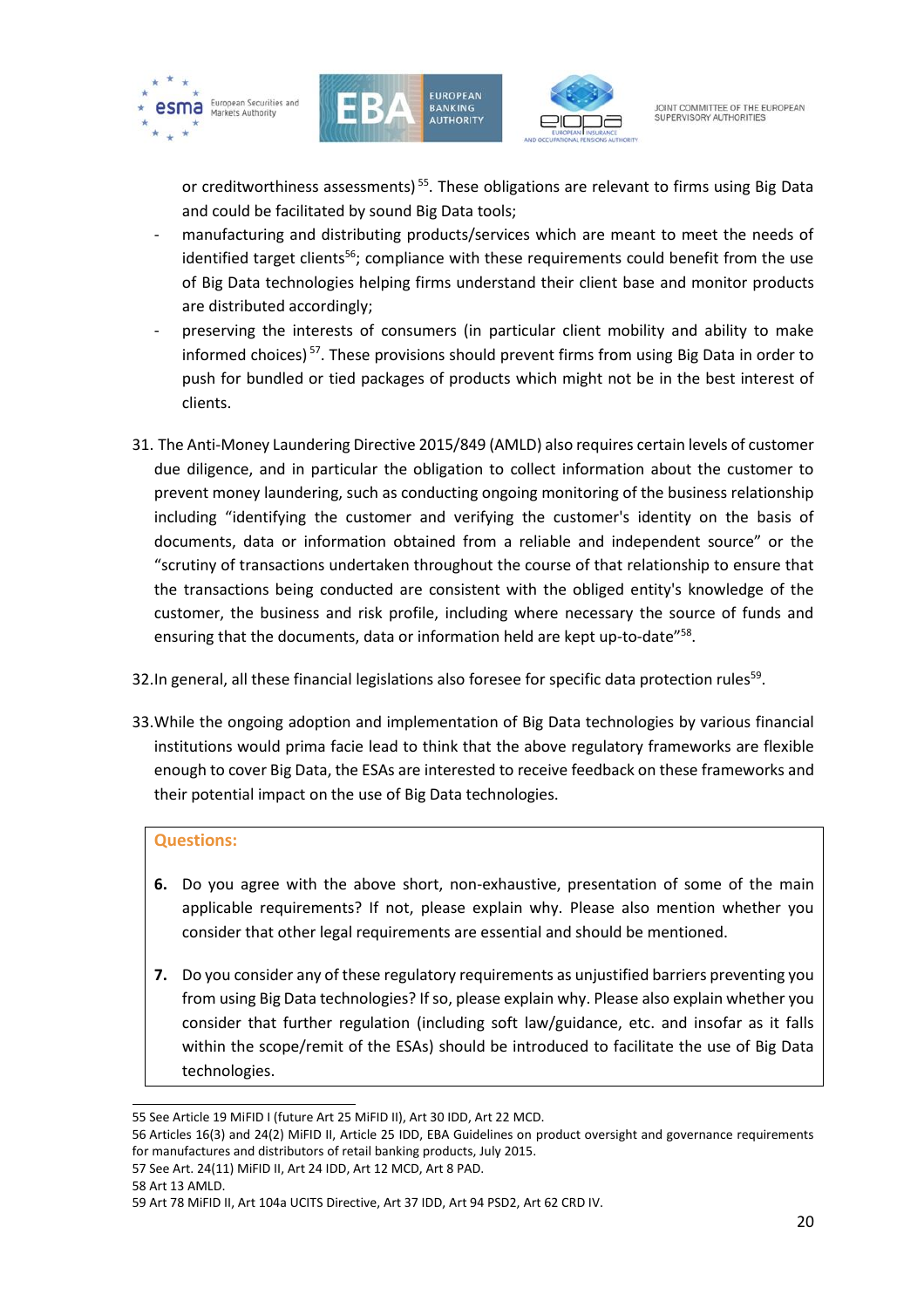or creditworthiness assessments)[55]. These obligations are relevant to firms using Big Data and could be facilitated by sound Big Data tools;

- manufacturing and distributing products/services which are meant to meet the needs of identified target clients[56]; compliance with these requirements could benefit from the use of Big Data technologies helping firms understand their client base and monitor products are distributed accordingly;
- preserving the interests of consumers (in particular client mobility and ability to make informed choices)[57]. These provisions should prevent firms from using Big Data in order to push for bundled or tied packages of products which might not be in the best interest of clients.

31. The Anti-Money Laundering Directive 2015/849 (AMLD) also requires certain levels of customer due diligence, and in particular the obligation to collect information about the customer to prevent money laundering, such as conducting ongoing monitoring of the business relationship including "identifying the customer and verifying the customer's identity on the basis of documents, data or information obtained from a reliable and independent source" or the "scrutiny of transactions undertaken throughout the course of that relationship to ensure that the transactions being conducted are consistent with the obliged entity's knowledge of the customer, the business and risk profile, including where necessary the source of funds and ensuring that the documents, data or information held are kept up-to-date"[58].

32. In general, all these financial legislations also foresee for specific data protection rules[59].

33. While the ongoing adoption and implementation of Big Data technologies by various financial institutions would prima facie lead to think that the above regulatory frameworks are flexible enough to cover Big Data, the ESAs are interested to receive feedback on these frameworks and their potential impact on the use of Big Data technologies.

**Questions:**

6. Do you agree with the above short, non-exhaustive, presentation of some of the main applicable requirements? If not, please explain why. Please also mention whether you consider that other legal requirements are essential and should be mentioned.

7. Do you consider any of these regulatory requirements as unjustified barriers preventing you from using Big Data technologies? If so, please explain why. Please also explain whether you consider that further regulation (including soft law/guidance, etc. and insofar as it falls within the scope/remit of the ESAs) should be introduced to facilitate the use of Big Data technologies.

---

55 See Article 19 MiFID I (future Art 25 MiFID II), Art 30 IDD, Art 22 MCD.

56 Articles 16(3) and 24(2) MiFID II, Article 25 IDD, EBA Guidelines on product oversight and governance requirements for manufactures and distributors of retail banking products, July 2015.

57 See Art. 24(11) MiFID II, Art 24 IDD, Art 12 MCD, Art 8 PAD.

58 Art 13 AMLD.

59 Art 78 MiFID II, Art 104a UCITS Directive, Art 37 IDD, Art 94 PSD2, Art 62 CRD IV.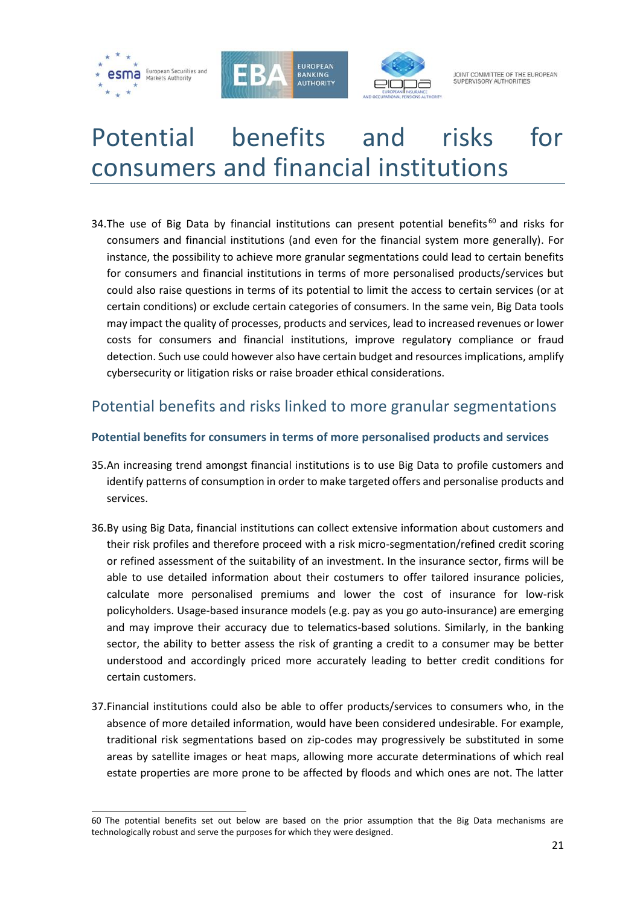# Potential benefits and risks for consumers and financial institutions

34. The use of Big Data by financial institutions can present potential benefits[60] and risks for consumers and financial institutions (and even for the financial system more generally). For instance, the possibility to achieve more granular segmentations could lead to certain benefits for consumers and financial institutions in terms of more personalised products/services but could also raise questions in terms of its potential to limit the access to certain services (or at certain conditions) or exclude certain categories of consumers. In the same vein, Big Data tools may impact the quality of processes, products and services, lead to increased revenues or lower costs for consumers and financial institutions, improve regulatory compliance or fraud detection. Such use could however also have certain budget and resources implications, amplify cybersecurity or litigation risks or raise broader ethical considerations.

## Potential benefits and risks linked to more granular segmentations

### Potential benefits for consumers in terms of more personalised products and services

35. An increasing trend amongst financial institutions is to use Big Data to profile customers and identify patterns of consumption in order to make targeted offers and personalise products and services.

36. By using Big Data, financial institutions can collect extensive information about customers and their risk profiles and therefore proceed with a risk micro-segmentation/refined credit scoring or refined assessment of the suitability of an investment. In the insurance sector, firms will be able to use detailed information about their costumers to offer tailored insurance policies, calculate more personalised premiums and lower the cost of insurance for low-risk policyholders. Usage-based insurance models (e.g. pay as you go auto-insurance) are emerging and may improve their accuracy due to telematics-based solutions. Similarly, in the banking sector, the ability to better assess the risk of granting a credit to a consumer may be better understood and accordingly priced more accurately leading to better credit conditions for certain customers.

37. Financial institutions could also be able to offer products/services to consumers who, in the absence of more detailed information, would have been considered undesirable. For example, traditional risk segmentations based on zip-codes may progressively be substituted in some areas by satellite images or heat maps, allowing more accurate determinations of which real estate properties are more prone to be affected by floods and which ones are not. The latter

---

60 The potential benefits set out below are based on the prior assumption that the Big Data mechanisms are technologically robust and serve the purposes for which they were designed.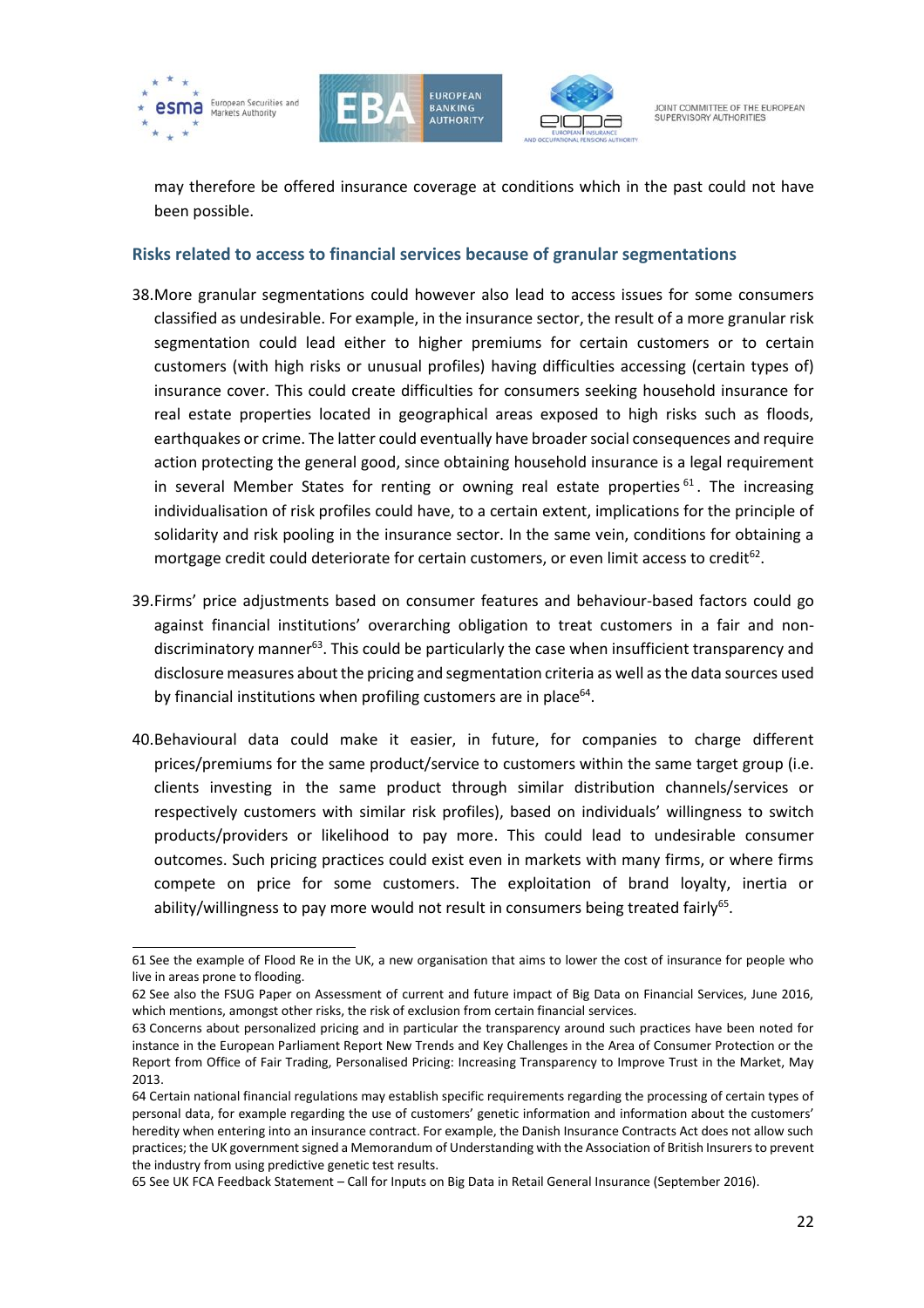may therefore be offered insurance coverage at conditions which in the past could not have been possible.

### Risks related to access to financial services because of granular segmentations

38. More granular segmentations could however also lead to access issues for some consumers classified as undesirable. For example, in the insurance sector, the result of a more granular risk segmentation could lead either to higher premiums for certain customers or to certain customers (with high risks or unusual profiles) having difficulties accessing (certain types of) insurance cover. This could create difficulties for consumers seeking household insurance for real estate properties located in geographical areas exposed to high risks such as floods, earthquakes or crime. The latter could eventually have broader social consequences and require action protecting the general good, since obtaining household insurance is a legal requirement in several Member States for renting or owning real estate properties[61]. The increasing individualisation of risk profiles could have, to a certain extent, implications for the principle of solidarity and risk pooling in the insurance sector. In the same vein, conditions for obtaining a mortgage credit could deteriorate for certain customers, or even limit access to credit[62].

39. Firms' price adjustments based on consumer features and behaviour-based factors could go against financial institutions' overarching obligation to treat customers in a fair and non-discriminatory manner[63]. This could be particularly the case when insufficient transparency and disclosure measures about the pricing and segmentation criteria as well as the data sources used by financial institutions when profiling customers are in place[64].

40. Behavioural data could make it easier, in future, for companies to charge different prices/premiums for the same product/service to customers within the same target group (i.e. clients investing in the same product through similar distribution channels/services or respectively customers with similar risk profiles), based on individuals' willingness to switch products/providers or likelihood to pay more. This could lead to undesirable consumer outcomes. Such pricing practices could exist even in markets with many firms, or where firms compete on price for some customers. The exploitation of brand loyalty, inertia or ability/willingness to pay more would not result in consumers being treated fairly[65].

---

61 See the example of Flood Re in the UK, a new organisation that aims to lower the cost of insurance for people who live in areas prone to flooding.

62 See also the FSUG Paper on Assessment of current and future impact of Big Data on Financial Services, June 2016, which mentions, amongst other risks, the risk of exclusion from certain financial services.

63 Concerns about personalized pricing and in particular the transparency around such practices have been noted for instance in the European Parliament Report New Trends and Key Challenges in the Area of Consumer Protection or the Report from Office of Fair Trading, Personalised Pricing: Increasing Transparency to Improve Trust in the Market, May 2013.

64 Certain national financial regulations may establish specific requirements regarding the processing of certain types of personal data, for example regarding the use of customers' genetic information and information about the customers' heredity when entering into an insurance contract. For example, the Danish Insurance Contracts Act does not allow such practices; the UK government signed a Memorandum of Understanding with the Association of British Insurers to prevent the industry from using predictive genetic test results.

65 See UK FCA Feedback Statement – Call for Inputs on Big Data in Retail General Insurance (September 2016).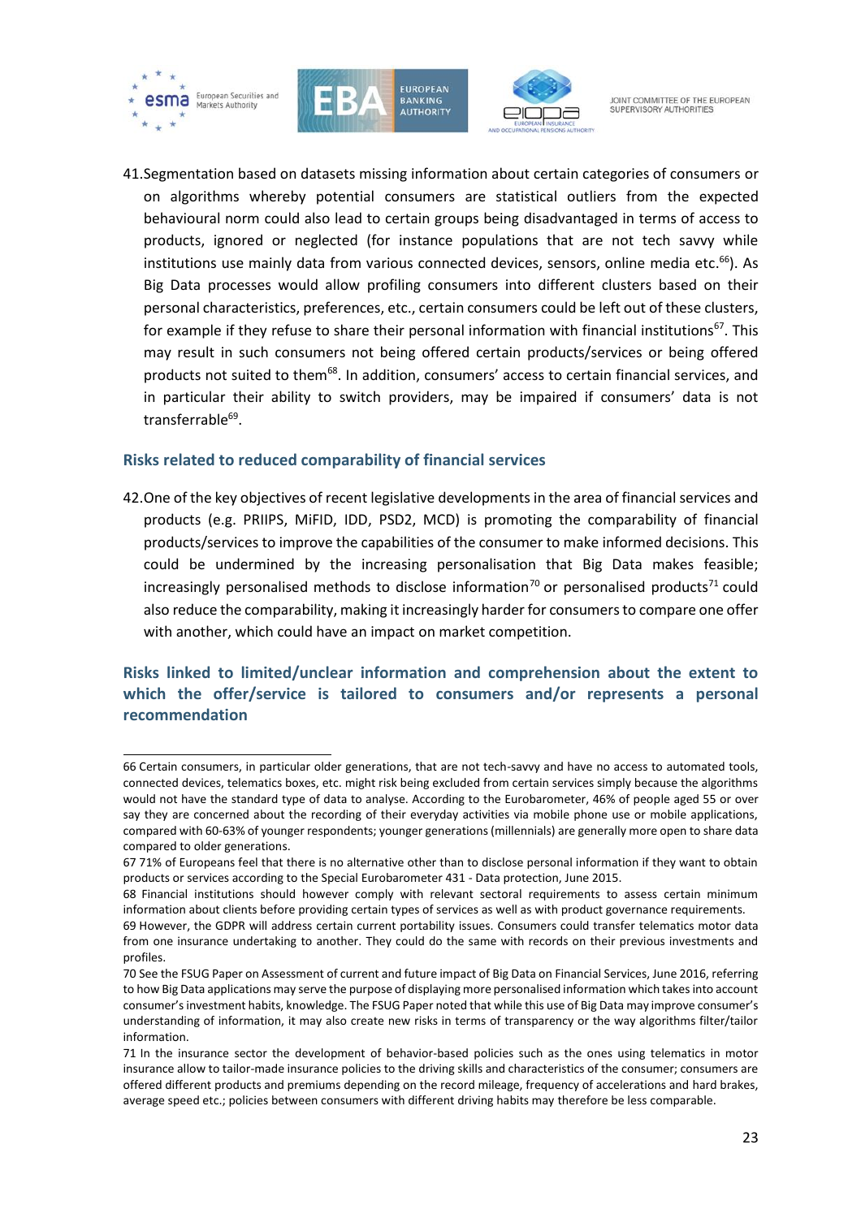41. Segmentation based on datasets missing information about certain categories of consumers or on algorithms whereby potential consumers are statistical outliers from the expected behavioural norm could also lead to certain groups being disadvantaged in terms of access to products, ignored or neglected (for instance populations that are not tech savvy while institutions use mainly data from various connected devices, sensors, online media etc.[66]). As Big Data processes would allow profiling consumers into different clusters based on their personal characteristics, preferences, etc., certain consumers could be left out of these clusters, for example if they refuse to share their personal information with financial institutions[67]. This may result in such consumers not being offered certain products/services or being offered products not suited to them[68]. In addition, consumers' access to certain financial services, and in particular their ability to switch providers, may be impaired if consumers' data is not transferrable[69].

### Risks related to reduced comparability of financial services

42. One of the key objectives of recent legislative developments in the area of financial services and products (e.g. PRIIPS, MiFID, IDD, PSD2, MCD) is promoting the comparability of financial products/services to improve the capabilities of the consumer to make informed decisions. This could be undermined by the increasing personalisation that Big Data makes feasible; increasingly personalised methods to disclose information[70] or personalised products[71] could also reduce the comparability, making it increasingly harder for consumers to compare one offer with another, which could have an impact on market competition.

### Risks linked to limited/unclear information and comprehension about the extent to which the offer/service is tailored to consumers and/or represents a personal recommendation

---

66 Certain consumers, in particular older generations, that are not tech-savvy and have no access to automated tools, connected devices, telematics boxes, etc. might risk being excluded from certain services simply because the algorithms would not have the standard type of data to analyse. According to the Eurobarometer, 46% of people aged 55 or over say they are concerned about the recording of their everyday activities via mobile phone use or mobile applications, compared with 60-63% of younger respondents; younger generations (millennials) are generally more open to share data compared to older generations.

67 71% of Europeans feel that there is no alternative other than to disclose personal information if they want to obtain products or services according to the Special Eurobarometer 431 - Data protection, June 2015.

68 Financial institutions should however comply with relevant sectoral requirements to assess certain minimum information about clients before providing certain types of services as well as with product governance requirements.

69 However, the GDPR will address certain current portability issues. Consumers could transfer telematics motor data from one insurance undertaking to another. They could do the same with records on their previous investments and profiles.

70 See the FSUG Paper on Assessment of current and future impact of Big Data on Financial Services, June 2016, referring to how Big Data applications may serve the purpose of displaying more personalised information which takes into account consumer's investment habits, knowledge. The FSUG Paper noted that while this use of Big Data may improve consumer's understanding of information, it may also create new risks in terms of transparency or the way algorithms filter/tailor information.

71 In the insurance sector the development of behavior-based policies such as the ones using telematics in motor insurance allow to tailor-made insurance policies to the driving skills and characteristics of the consumer; consumers are offered different products and premiums depending on the record mileage, frequency of accelerations and hard brakes, average speed etc.; policies between consumers with different driving habits may therefore be less comparable.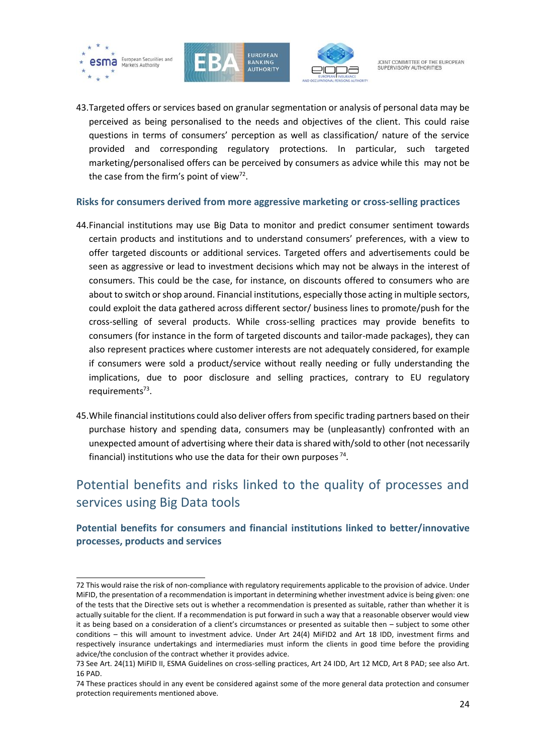43. Targeted offers or services based on granular segmentation or analysis of personal data may be perceived as being personalised to the needs and objectives of the client. This could raise questions in terms of consumers' perception as well as classification/ nature of the service provided and corresponding regulatory protections. In particular, such targeted marketing/personalised offers can be perceived by consumers as advice while this may not be the case from the firm's point of view[72].

### Risks for consumers derived from more aggressive marketing or cross-selling practices

44. Financial institutions may use Big Data to monitor and predict consumer sentiment towards certain products and institutions and to understand consumers' preferences, with a view to offer targeted discounts or additional services. Targeted offers and advertisements could be seen as aggressive or lead to investment decisions which may not be always in the interest of consumers. This could be the case, for instance, on discounts offered to consumers who are about to switch or shop around. Financial institutions, especially those acting in multiple sectors, could exploit the data gathered across different sector/ business lines to promote/push for the cross-selling of several products. While cross-selling practices may provide benefits to consumers (for instance in the form of targeted discounts and tailor-made packages), they can also represent practices where customer interests are not adequately considered, for example if consumers were sold a product/service without really needing or fully understanding the implications, due to poor disclosure and selling practices, contrary to EU regulatory requirements[73].

45. While financial institutions could also deliver offers from specific trading partners based on their purchase history and spending data, consumers may be (unpleasantly) confronted with an unexpected amount of advertising where their data is shared with/sold to other (not necessarily financial) institutions who use the data for their own purposes[74].

## Potential benefits and risks linked to the quality of processes and services using Big Data tools

### Potential benefits for consumers and financial institutions linked to better/innovative processes, products and services

---

72 This would raise the risk of non-compliance with regulatory requirements applicable to the provision of advice. Under MiFID, the presentation of a recommendation is important in determining whether investment advice is being given: one of the tests that the Directive sets out is whether a recommendation is presented as suitable, rather than whether it is actually suitable for the client. If a recommendation is put forward in such a way that a reasonable observer would view it as being based on a consideration of a client's circumstances or presented as suitable then – subject to some other conditions – this will amount to investment advice. Under Art 24(4) MiFID2 and Art 18 IDD, investment firms and respectively insurance undertakings and intermediaries must inform the clients in good time before the providing advice/the conclusion of the contract whether it provides advice.

73 See Art. 24(11) MiFID II, ESMA Guidelines on cross-selling practices, Art 24 IDD, Art 12 MCD, Art 8 PAD; see also Art. 16 PAD.

74 These practices should in any event be considered against some of the more general data protection and consumer protection requirements mentioned above.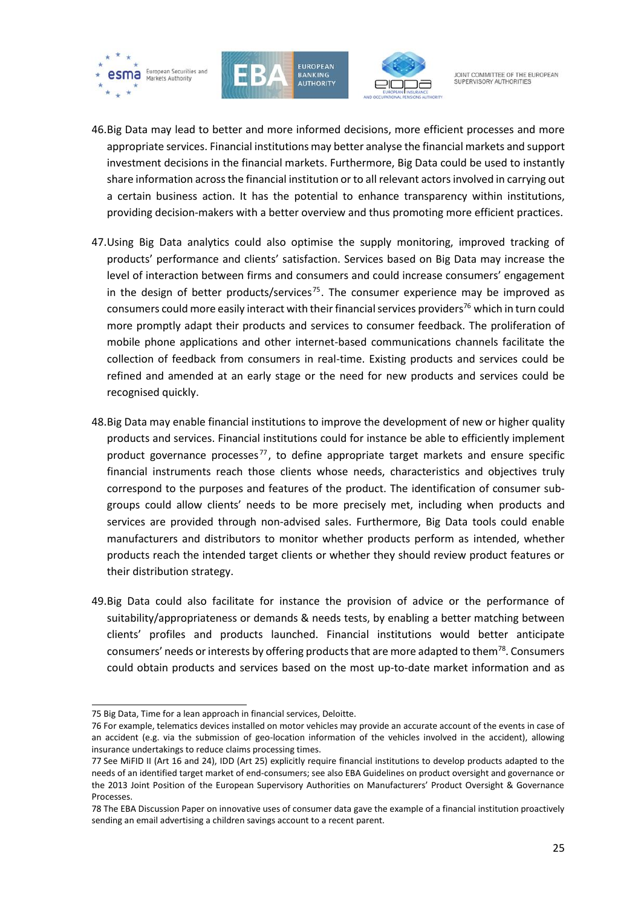46. Big Data may lead to better and more informed decisions, more efficient processes and more appropriate services. Financial institutions may better analyse the financial markets and support investment decisions in the financial markets. Furthermore, Big Data could be used to instantly share information across the financial institution or to all relevant actors involved in carrying out a certain business action. It has the potential to enhance transparency within institutions, providing decision-makers with a better overview and thus promoting more efficient practices.

47. Using Big Data analytics could also optimise the supply monitoring, improved tracking of products' performance and clients' satisfaction. Services based on Big Data may increase the level of interaction between firms and consumers and could increase consumers' engagement in the design of better products/services[75]. The consumer experience may be improved as consumers could more easily interact with their financial services providers[76] which in turn could more promptly adapt their products and services to consumer feedback. The proliferation of mobile phone applications and other internet-based communications channels facilitate the collection of feedback from consumers in real-time. Existing products and services could be refined and amended at an early stage or the need for new products and services could be recognised quickly.

48. Big Data may enable financial institutions to improve the development of new or higher quality products and services. Financial institutions could for instance be able to efficiently implement product governance processes[77], to define appropriate target markets and ensure specific financial instruments reach those clients whose needs, characteristics and objectives truly correspond to the purposes and features of the product. The identification of consumer sub-groups could allow clients' needs to be more precisely met, including when products and services are provided through non-advised sales. Furthermore, Big Data tools could enable manufacturers and distributors to monitor whether products perform as intended, whether products reach the intended target clients or whether they should review product features or their distribution strategy.

49. Big Data could also facilitate for instance the provision of advice or the performance of suitability/appropriateness or demands & needs tests, by enabling a better matching between clients' profiles and products launched. Financial institutions would better anticipate consumers' needs or interests by offering products that are more adapted to them[78]. Consumers could obtain products and services based on the most up-to-date market information and as

---

75 Big Data, Time for a lean approach in financial services, Deloitte.

76 For example, telematics devices installed on motor vehicles may provide an accurate account of the events in case of an accident (e.g. via the submission of geo-location information of the vehicles involved in the accident), allowing insurance undertakings to reduce claims processing times.

77 See MiFID II (Art 16 and 24), IDD (Art 25) explicitly require financial institutions to develop products adapted to the needs of an identified target market of end-consumers; see also EBA Guidelines on product oversight and governance or the 2013 Joint Position of the European Supervisory Authorities on Manufacturers' Product Oversight & Governance Processes.

78 The EBA Discussion Paper on innovative uses of consumer data gave the example of a financial institution proactively sending an email advertising a children savings account to a recent parent.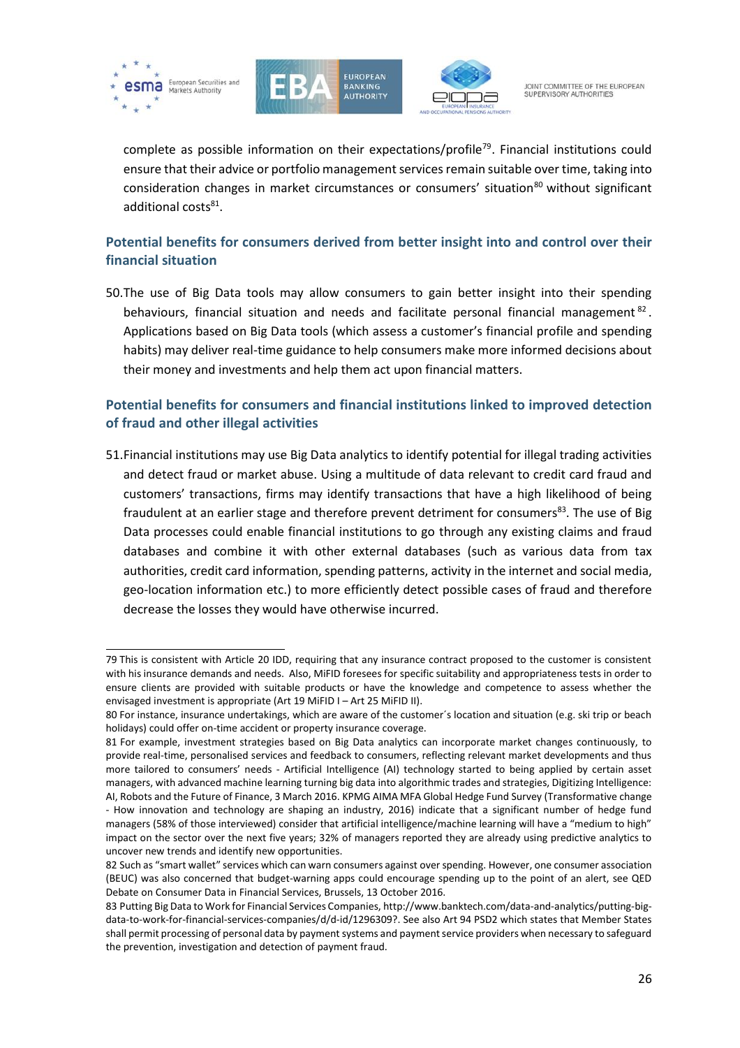complete as possible information on their expectations/profile[79]. Financial institutions could ensure that their advice or portfolio management services remain suitable over time, taking into consideration changes in market circumstances or consumers' situation[80] without significant additional costs[81].

### Potential benefits for consumers derived from better insight into and control over their financial situation

50. The use of Big Data tools may allow consumers to gain better insight into their spending behaviours, financial situation and needs and facilitate personal financial management[82]. Applications based on Big Data tools (which assess a customer's financial profile and spending habits) may deliver real-time guidance to help consumers make more informed decisions about their money and investments and help them act upon financial matters.

### Potential benefits for consumers and financial institutions linked to improved detection of fraud and other illegal activities

51. Financial institutions may use Big Data analytics to identify potential for illegal trading activities and detect fraud or market abuse. Using a multitude of data relevant to credit card fraud and customers' transactions, firms may identify transactions that have a high likelihood of being fraudulent at an earlier stage and therefore prevent detriment for consumers[83]. The use of Big Data processes could enable financial institutions to go through any existing claims and fraud databases and combine it with other external databases (such as various data from tax authorities, credit card information, spending patterns, activity in the internet and social media, geo-location information etc.) to more efficiently detect possible cases of fraud and therefore decrease the losses they would have otherwise incurred.

---

79 This is consistent with Article 20 IDD, requiring that any insurance contract proposed to the customer is consistent with his insurance demands and needs. Also, MiFID foresees for specific suitability and appropriateness tests in order to ensure clients are provided with suitable products or have the knowledge and competence to assess whether the envisaged investment is appropriate (Art 19 MiFID I – Art 25 MiFID II).

80 For instance, insurance undertakings, which are aware of the customer´s location and situation (e.g. ski trip or beach holidays) could offer on-time accident or property insurance coverage.

81 For example, investment strategies based on Big Data analytics can incorporate market changes continuously, to provide real-time, personalised services and feedback to consumers, reflecting relevant market developments and thus more tailored to consumers' needs - Artificial Intelligence (AI) technology started to being applied by certain asset managers, with advanced machine learning turning big data into algorithmic trades and strategies, Digitizing Intelligence: AI, Robots and the Future of Finance, 3 March 2016. KPMG AIMA MFA Global Hedge Fund Survey (Transformative change - How innovation and technology are shaping an industry, 2016) indicate that a significant number of hedge fund managers (58% of those interviewed) consider that artificial intelligence/machine learning will have a "medium to high" impact on the sector over the next five years; 32% of managers reported they are already using predictive analytics to uncover new trends and identify new opportunities.

82 Such as "smart wallet" services which can warn consumers against over spending. However, one consumer association (BEUC) was also concerned that budget-warning apps could encourage spending up to the point of an alert, see QED Debate on Consumer Data in Financial Services, Brussels, 13 October 2016.

83 Putting Big Data to Work for Financial Services Companies, http://www.banktech.com/data-and-analytics/putting-big-data-to-work-for-financial-services-companies/d/d-id/1296309?. See also Art 94 PSD2 which states that Member States shall permit processing of personal data by payment systems and payment service providers when necessary to safeguard the prevention, investigation and detection of payment fraud.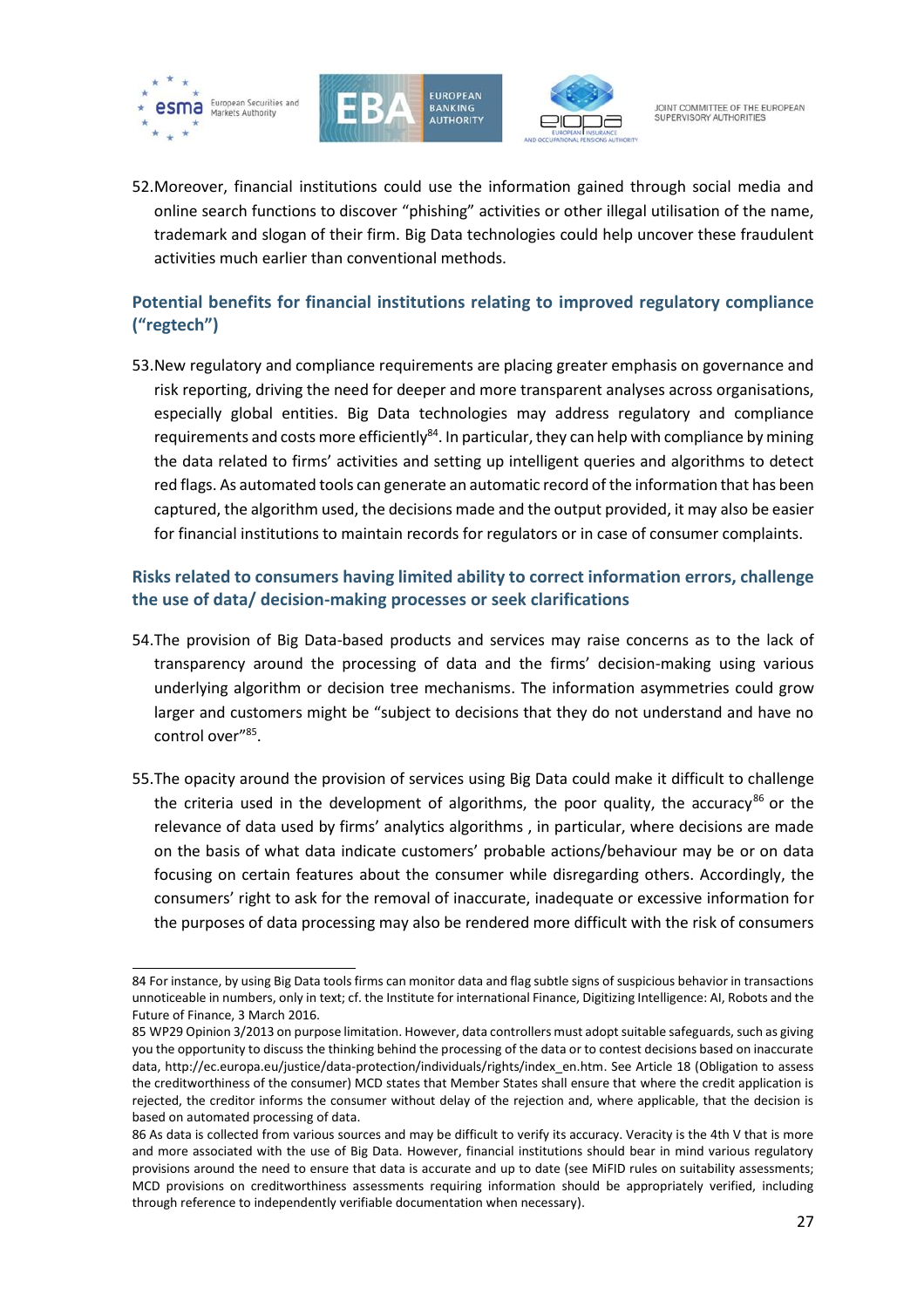52. Moreover, financial institutions could use the information gained through social media and online search functions to discover "phishing" activities or other illegal utilisation of the name, trademark and slogan of their firm. Big Data technologies could help uncover these fraudulent activities much earlier than conventional methods.

### Potential benefits for financial institutions relating to improved regulatory compliance ("regtech")

53. New regulatory and compliance requirements are placing greater emphasis on governance and risk reporting, driving the need for deeper and more transparent analyses across organisations, especially global entities. Big Data technologies may address regulatory and compliance requirements and costs more efficiently[84]. In particular, they can help with compliance by mining the data related to firms' activities and setting up intelligent queries and algorithms to detect red flags. As automated tools can generate an automatic record of the information that has been captured, the algorithm used, the decisions made and the output provided, it may also be easier for financial institutions to maintain records for regulators or in case of consumer complaints.

### Risks related to consumers having limited ability to correct information errors, challenge the use of data/ decision-making processes or seek clarifications

54. The provision of Big Data-based products and services may raise concerns as to the lack of transparency around the processing of data and the firms' decision-making using various underlying algorithm or decision tree mechanisms. The information asymmetries could grow larger and customers might be "subject to decisions that they do not understand and have no control over"[85].

55. The opacity around the provision of services using Big Data could make it difficult to challenge the criteria used in the development of algorithms, the poor quality, the accuracy[86] or the relevance of data used by firms' analytics algorithms , in particular, where decisions are made on the basis of what data indicate customers' probable actions/behaviour may be or on data focusing on certain features about the consumer while disregarding others. Accordingly, the consumers' right to ask for the removal of inaccurate, inadequate or excessive information for the purposes of data processing may also be rendered more difficult with the risk of consumers

---

84 For instance, by using Big Data tools firms can monitor data and flag subtle signs of suspicious behavior in transactions unnoticeable in numbers, only in text; cf. the Institute for international Finance, Digitizing Intelligence: AI, Robots and the Future of Finance, 3 March 2016.

85 WP29 Opinion 3/2013 on purpose limitation. However, data controllers must adopt suitable safeguards, such as giving you the opportunity to discuss the thinking behind the processing of the data or to contest decisions based on inaccurate data, http://ec.europa.eu/justice/data-protection/individuals/rights/index_en.htm. See Article 18 (Obligation to assess the creditworthiness of the consumer) MCD states that Member States shall ensure that where the credit application is rejected, the creditor informs the consumer without delay of the rejection and, where applicable, that the decision is based on automated processing of data.

86 As data is collected from various sources and may be difficult to verify its accuracy. Veracity is the 4th V that is more and more associated with the use of Big Data. However, financial institutions should bear in mind various regulatory provisions around the need to ensure that data is accurate and up to date (see MiFID rules on suitability assessments; MCD provisions on creditworthiness assessments requiring information should be appropriately verified, including through reference to independently verifiable documentation when necessary).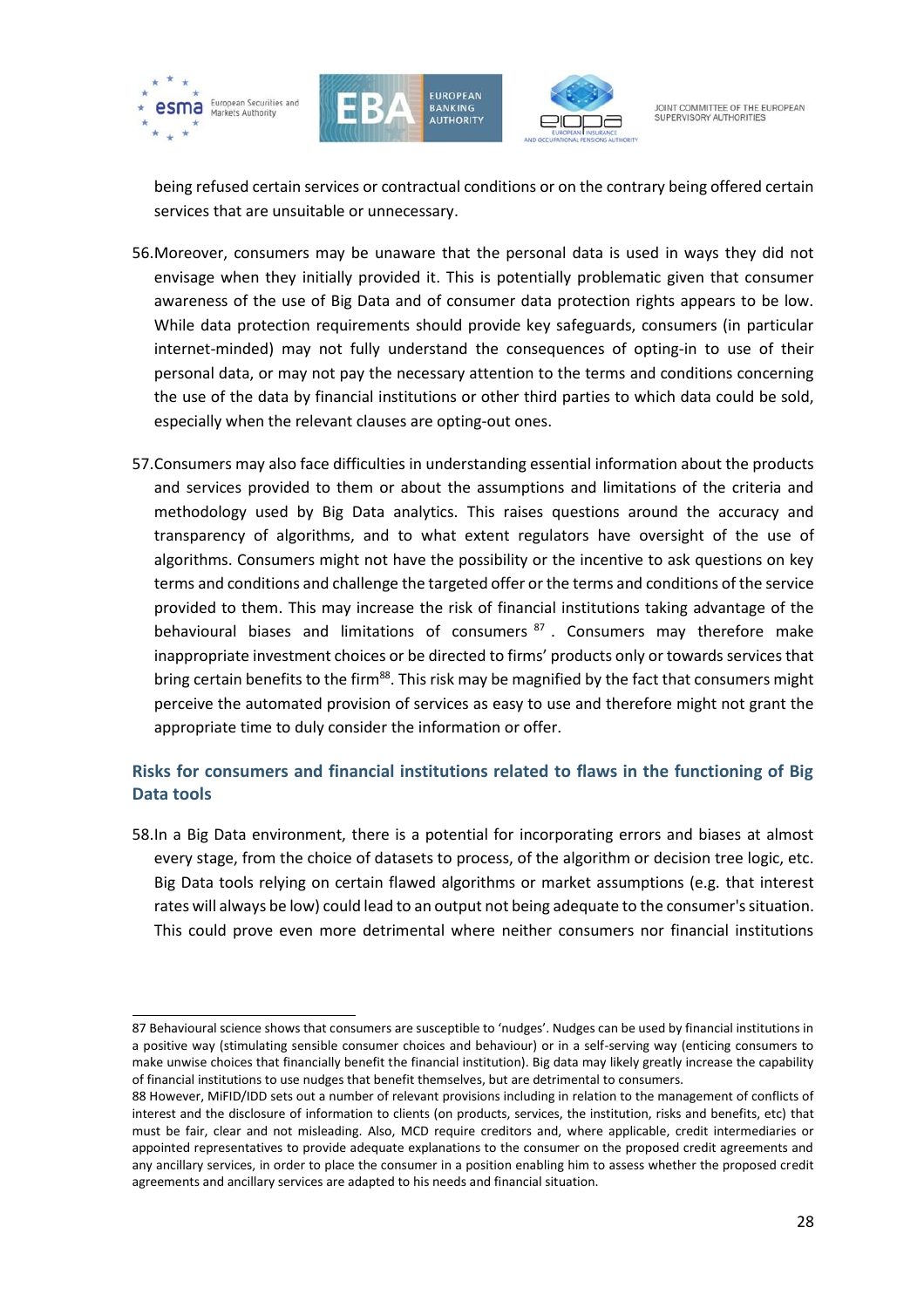being refused certain services or contractual conditions or on the contrary being offered certain services that are unsuitable or unnecessary.

56. Moreover, consumers may be unaware that the personal data is used in ways they did not envisage when they initially provided it. This is potentially problematic given that consumer awareness of the use of Big Data and of consumer data protection rights appears to be low. While data protection requirements should provide key safeguards, consumers (in particular internet-minded) may not fully understand the consequences of opting-in to use of their personal data, or may not pay the necessary attention to the terms and conditions concerning the use of the data by financial institutions or other third parties to which data could be sold, especially when the relevant clauses are opting-out ones.

57. Consumers may also face difficulties in understanding essential information about the products and services provided to them or about the assumptions and limitations of the criteria and methodology used by Big Data analytics. This raises questions around the accuracy and transparency of algorithms, and to what extent regulators have oversight of the use of algorithms. Consumers might not have the possibility or the incentive to ask questions on key terms and conditions and challenge the targeted offer or the terms and conditions of the service provided to them. This may increase the risk of financial institutions taking advantage of the behavioural biases and limitations of consumers [87]. Consumers may therefore make inappropriate investment choices or be directed to firms' products only or towards services that bring certain benefits to the firm[88]. This risk may be magnified by the fact that consumers might perceive the automated provision of services as easy to use and therefore might not grant the appropriate time to duly consider the information or offer.

### Risks for consumers and financial institutions related to flaws in the functioning of Big Data tools

58. In a Big Data environment, there is a potential for incorporating errors and biases at almost every stage, from the choice of datasets to process, of the algorithm or decision tree logic, etc. Big Data tools relying on certain flawed algorithms or market assumptions (e.g. that interest rates will always be low) could lead to an output not being adequate to the consumer's situation. This could prove even more detrimental where neither consumers nor financial institutions

---

87 Behavioural science shows that consumers are susceptible to 'nudges'. Nudges can be used by financial institutions in a positive way (stimulating sensible consumer choices and behaviour) or in a self-serving way (enticing consumers to make unwise choices that financially benefit the financial institution). Big data may likely greatly increase the capability of financial institutions to use nudges that benefit themselves, but are detrimental to consumers.

88 However, MiFID/IDD sets out a number of relevant provisions including in relation to the management of conflicts of interest and the disclosure of information to clients (on products, services, the institution, risks and benefits, etc) that must be fair, clear and not misleading. Also, MCD require creditors and, where applicable, credit intermediaries or appointed representatives to provide adequate explanations to the consumer on the proposed credit agreements and any ancillary services, in order to place the consumer in a position enabling him to assess whether the proposed credit agreements and ancillary services are adapted to his needs and financial situation.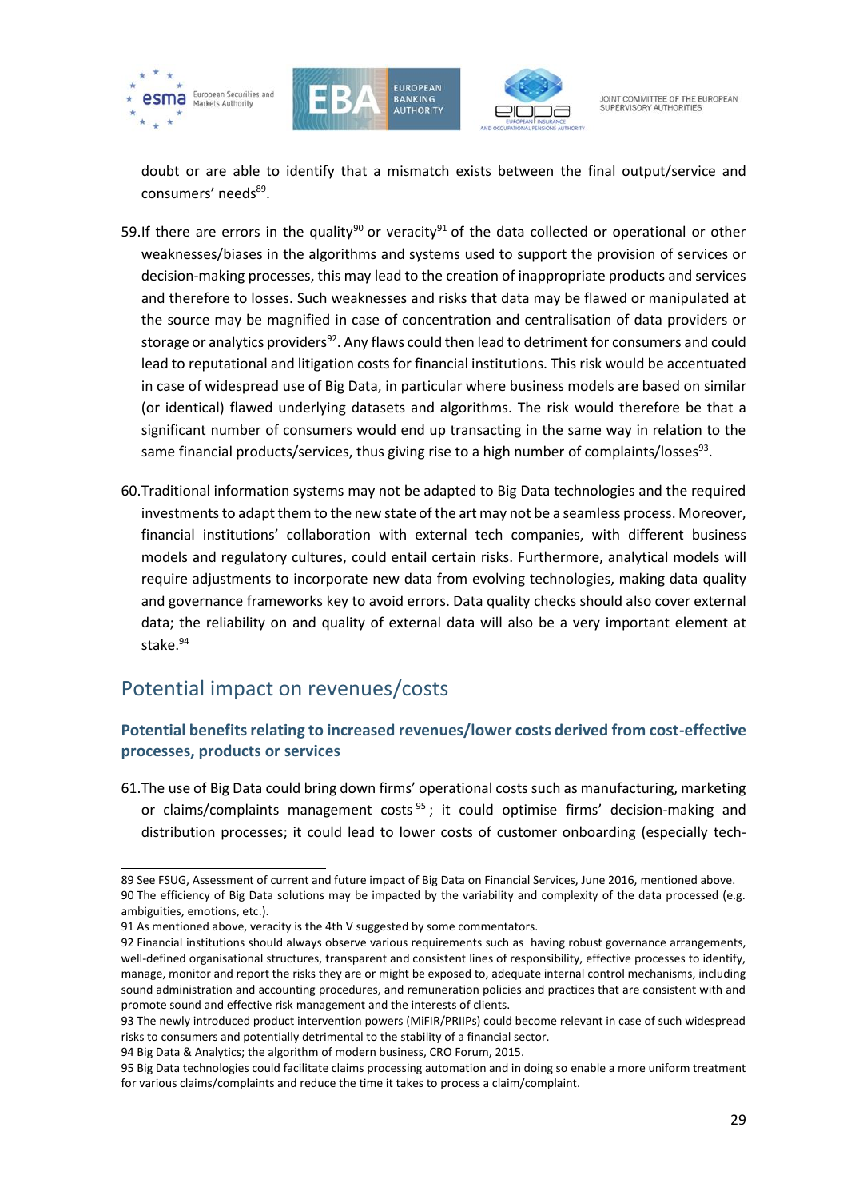doubt or are able to identify that a mismatch exists between the final output/service and consumers' needs[89].

59. If there are errors in the quality[90] or veracity[91] of the data collected or operational or other weaknesses/biases in the algorithms and systems used to support the provision of services or decision-making processes, this may lead to the creation of inappropriate products and services and therefore to losses. Such weaknesses and risks that data may be flawed or manipulated at the source may be magnified in case of concentration and centralisation of data providers or storage or analytics providers[92]. Any flaws could then lead to detriment for consumers and could lead to reputational and litigation costs for financial institutions. This risk would be accentuated in case of widespread use of Big Data, in particular where business models are based on similar (or identical) flawed underlying datasets and algorithms. The risk would therefore be that a significant number of consumers would end up transacting in the same way in relation to the same financial products/services, thus giving rise to a high number of complaints/losses[93].

60. Traditional information systems may not be adapted to Big Data technologies and the required investments to adapt them to the new state of the art may not be a seamless process. Moreover, financial institutions' collaboration with external tech companies, with different business models and regulatory cultures, could entail certain risks. Furthermore, analytical models will require adjustments to incorporate new data from evolving technologies, making data quality and governance frameworks key to avoid errors. Data quality checks should also cover external data; the reliability on and quality of external data will also be a very important element at stake.[94]

## Potential impact on revenues/costs

### Potential benefits relating to increased revenues/lower costs derived from cost-effective processes, products or services

61. The use of Big Data could bring down firms' operational costs such as manufacturing, marketing or claims/complaints management costs[95]; it could optimise firms' decision-making and distribution processes; it could lead to lower costs of customer onboarding (especially tech-

---

89 See FSUG, Assessment of current and future impact of Big Data on Financial Services, June 2016, mentioned above.

90 The efficiency of Big Data solutions may be impacted by the variability and complexity of the data processed (e.g. ambiguities, emotions, etc.).

91 As mentioned above, veracity is the 4th V suggested by some commentators.

92 Financial institutions should always observe various requirements such as having robust governance arrangements, well-defined organisational structures, transparent and consistent lines of responsibility, effective processes to identify, manage, monitor and report the risks they are or might be exposed to, adequate internal control mechanisms, including sound administration and accounting procedures, and remuneration policies and practices that are consistent with and promote sound and effective risk management and the interests of clients.

93 The newly introduced product intervention powers (MiFIR/PRIIPs) could become relevant in case of such widespread risks to consumers and potentially detrimental to the stability of a financial sector.

94 Big Data & Analytics; the algorithm of modern business, CRO Forum, 2015.

95 Big Data technologies could facilitate claims processing automation and in doing so enable a more uniform treatment for various claims/complaints and reduce the time it takes to process a claim/complaint.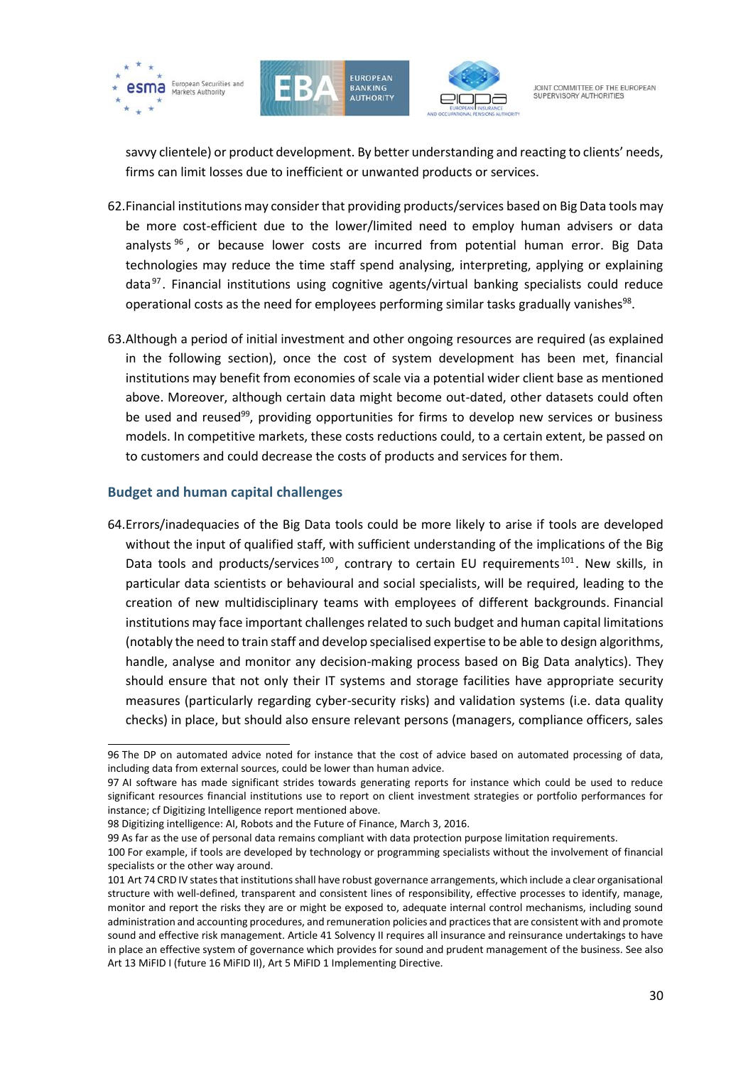savvy clientele) or product development. By better understanding and reacting to clients' needs, firms can limit losses due to inefficient or unwanted products or services.

62. Financial institutions may consider that providing products/services based on Big Data tools may be more cost-efficient due to the lower/limited need to employ human advisers or data analysts [96], or because lower costs are incurred from potential human error. Big Data technologies may reduce the time staff spend analysing, interpreting, applying or explaining data [97]. Financial institutions using cognitive agents/virtual banking specialists could reduce operational costs as the need for employees performing similar tasks gradually vanishes [98].

63. Although a period of initial investment and other ongoing resources are required (as explained in the following section), once the cost of system development has been met, financial institutions may benefit from economies of scale via a potential wider client base as mentioned above. Moreover, although certain data might become out-dated, other datasets could often be used and reused [99], providing opportunities for firms to develop new services or business models. In competitive markets, these costs reductions could, to a certain extent, be passed on to customers and could decrease the costs of products and services for them.

### Budget and human capital challenges

64. Errors/inadequacies of the Big Data tools could be more likely to arise if tools are developed without the input of qualified staff, with sufficient understanding of the implications of the Big Data tools and products/services [100], contrary to certain EU requirements [101]. New skills, in particular data scientists or behavioural and social specialists, will be required, leading to the creation of new multidisciplinary teams with employees of different backgrounds. Financial institutions may face important challenges related to such budget and human capital limitations (notably the need to train staff and develop specialised expertise to be able to design algorithms, handle, analyse and monitor any decision-making process based on Big Data analytics). They should ensure that not only their IT systems and storage facilities have appropriate security measures (particularly regarding cyber-security risks) and validation systems (i.e. data quality checks) in place, but should also ensure relevant persons (managers, compliance officers, sales

---

96 The DP on automated advice noted for instance that the cost of advice based on automated processing of data, including data from external sources, could be lower than human advice.

97 AI software has made significant strides towards generating reports for instance which could be used to reduce significant resources financial institutions use to report on client investment strategies or portfolio performances for instance; cf Digitizing Intelligence report mentioned above.

98 Digitizing intelligence: AI, Robots and the Future of Finance, March 3, 2016.

99 As far as the use of personal data remains compliant with data protection purpose limitation requirements.

100 For example, if tools are developed by technology or programming specialists without the involvement of financial specialists or the other way around.

101 Art 74 CRD IV states that institutions shall have robust governance arrangements, which include a clear organisational structure with well-defined, transparent and consistent lines of responsibility, effective processes to identify, manage, monitor and report the risks they are or might be exposed to, adequate internal control mechanisms, including sound administration and accounting procedures, and remuneration policies and practices that are consistent with and promote sound and effective risk management. Article 41 Solvency II requires all insurance and reinsurance undertakings to have in place an effective system of governance which provides for sound and prudent management of the business. See also Art 13 MiFID I (future 16 MiFID II), Art 5 MiFID 1 Implementing Directive.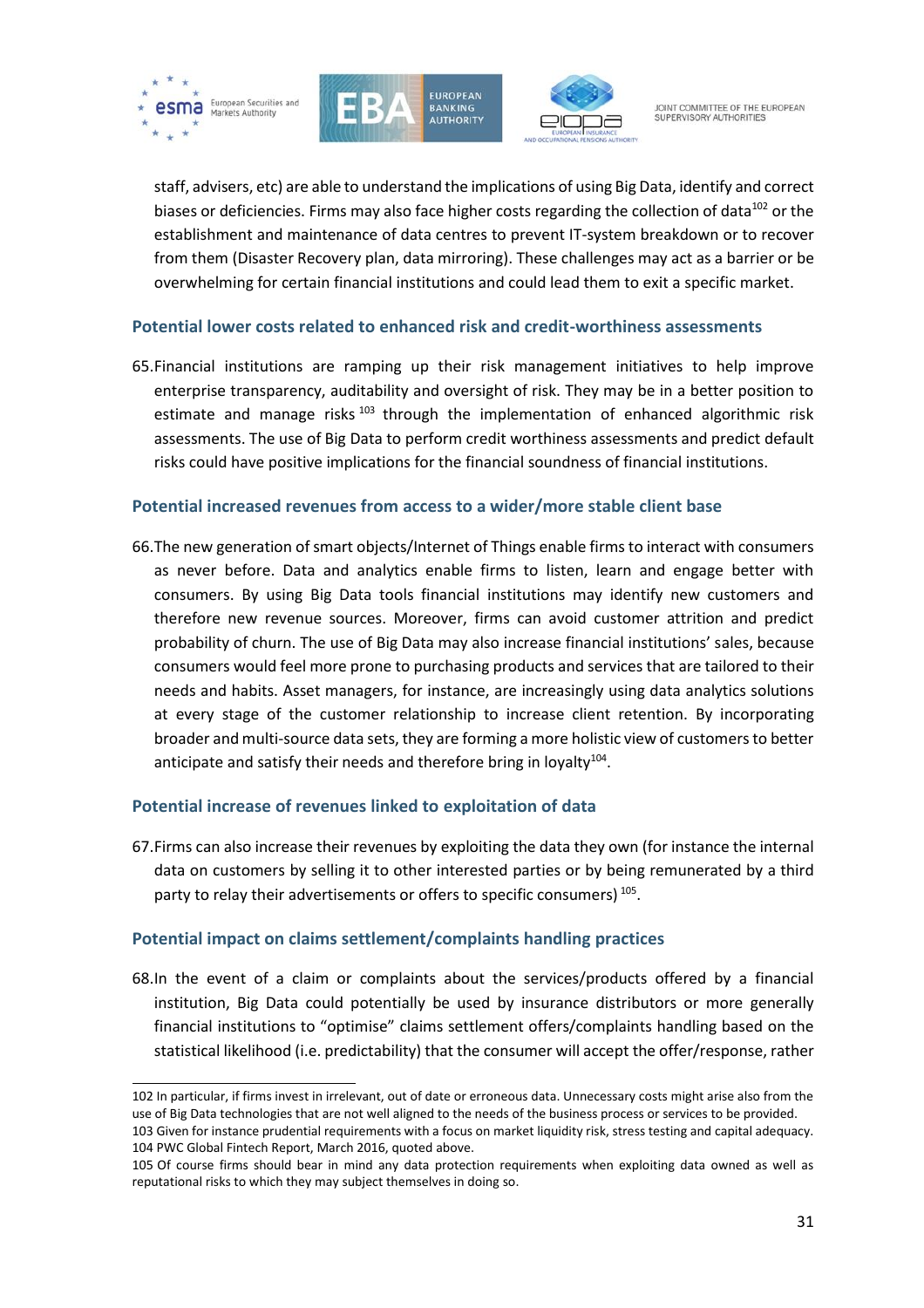staff, advisers, etc) are able to understand the implications of using Big Data, identify and correct biases or deficiencies. Firms may also face higher costs regarding the collection of data[102] or the establishment and maintenance of data centres to prevent IT-system breakdown or to recover from them (Disaster Recovery plan, data mirroring). These challenges may act as a barrier or be overwhelming for certain financial institutions and could lead them to exit a specific market.

### Potential lower costs related to enhanced risk and credit-worthiness assessments

65. Financial institutions are ramping up their risk management initiatives to help improve enterprise transparency, auditability and oversight of risk. They may be in a better position to estimate and manage risks [103] through the implementation of enhanced algorithmic risk assessments. The use of Big Data to perform credit worthiness assessments and predict default risks could have positive implications for the financial soundness of financial institutions.

### Potential increased revenues from access to a wider/more stable client base

66. The new generation of smart objects/Internet of Things enable firms to interact with consumers as never before. Data and analytics enable firms to listen, learn and engage better with consumers. By using Big Data tools financial institutions may identify new customers and therefore new revenue sources. Moreover, firms can avoid customer attrition and predict probability of churn. The use of Big Data may also increase financial institutions' sales, because consumers would feel more prone to purchasing products and services that are tailored to their needs and habits. Asset managers, for instance, are increasingly using data analytics solutions at every stage of the customer relationship to increase client retention. By incorporating broader and multi-source data sets, they are forming a more holistic view of customers to better anticipate and satisfy their needs and therefore bring in loyalty[104].

### Potential increase of revenues linked to exploitation of data

67. Firms can also increase their revenues by exploiting the data they own (for instance the internal data on customers by selling it to other interested parties or by being remunerated by a third party to relay their advertisements or offers to specific consumers) [105].

### Potential impact on claims settlement/complaints handling practices

68. In the event of a claim or complaints about the services/products offered by a financial institution, Big Data could potentially be used by insurance distributors or more generally financial institutions to "optimise" claims settlement offers/complaints handling based on the statistical likelihood (i.e. predictability) that the consumer will accept the offer/response, rather

---

102 In particular, if firms invest in irrelevant, out of date or erroneous data. Unnecessary costs might arise also from the use of Big Data technologies that are not well aligned to the needs of the business process or services to be provided.

103 Given for instance prudential requirements with a focus on market liquidity risk, stress testing and capital adequacy.

104 PWC Global Fintech Report, March 2016, quoted above.

105 Of course firms should bear in mind any data protection requirements when exploiting data owned as well as reputational risks to which they may subject themselves in doing so.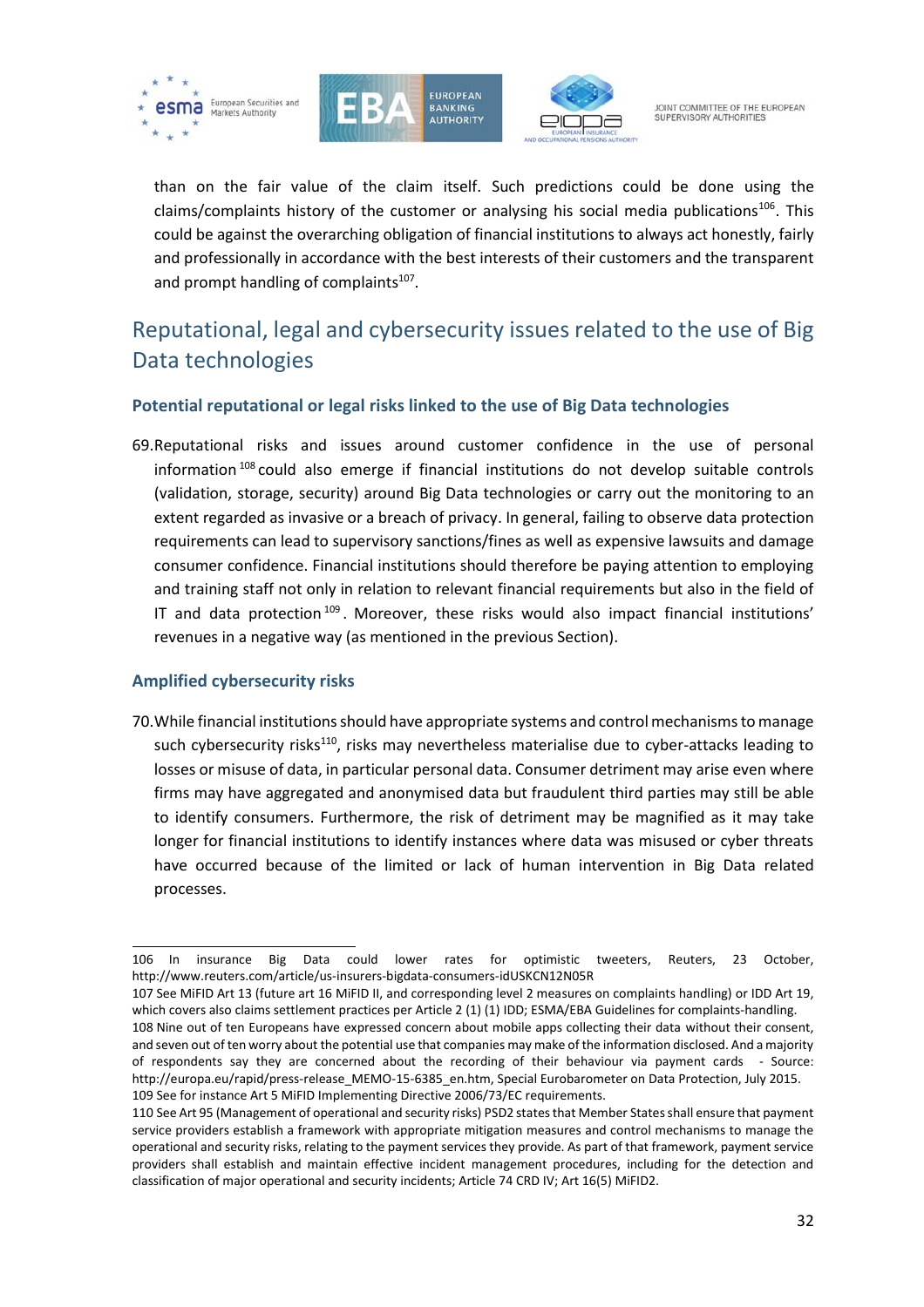than on the fair value of the claim itself. Such predictions could be done using the claims/complaints history of the customer or analysing his social media publications[106]. This could be against the overarching obligation of financial institutions to always act honestly, fairly and professionally in accordance with the best interests of their customers and the transparent and prompt handling of complaints[107].

## Reputational, legal and cybersecurity issues related to the use of Big Data technologies

### Potential reputational or legal risks linked to the use of Big Data technologies

69. Reputational risks and issues around customer confidence in the use of personal information[108] could also emerge if financial institutions do not develop suitable controls (validation, storage, security) around Big Data technologies or carry out the monitoring to an extent regarded as invasive or a breach of privacy. In general, failing to observe data protection requirements can lead to supervisory sanctions/fines as well as expensive lawsuits and damage consumer confidence. Financial institutions should therefore be paying attention to employing and training staff not only in relation to relevant financial requirements but also in the field of IT and data protection[109]. Moreover, these risks would also impact financial institutions' revenues in a negative way (as mentioned in the previous Section).

### Amplified cybersecurity risks

70. While financial institutions should have appropriate systems and control mechanisms to manage such cybersecurity risks[110], risks may nevertheless materialise due to cyber-attacks leading to losses or misuse of data, in particular personal data. Consumer detriment may arise even where firms may have aggregated and anonymised data but fraudulent third parties may still be able to identify consumers. Furthermore, the risk of detriment may be magnified as it may take longer for financial institutions to identify instances where data was misused or cyber threats have occurred because of the limited or lack of human intervention in Big Data related processes.

---

106 In insurance Big Data could lower rates for optimistic tweeters, Reuters, 23 October, http://www.reuters.com/article/us-insurers-bigdata-consumers-idUSKCN12N05R

107 See MiFID Art 13 (future art 16 MiFID II, and corresponding level 2 measures on complaints handling) or IDD Art 19, which covers also claims settlement practices per Article 2 (1) (1) IDD; ESMA/EBA Guidelines for complaints-handling.

108 Nine out of ten Europeans have expressed concern about mobile apps collecting their data without their consent, and seven out of ten worry about the potential use that companies may make of the information disclosed. And a majority of respondents say they are concerned about the recording of their behaviour via payment cards - Source: http://europa.eu/rapid/press-release_MEMO-15-6385_en.htm, Special Eurobarometer on Data Protection, July 2015.

109 See for instance Art 5 MiFID Implementing Directive 2006/73/EC requirements.

110 See Art 95 (Management of operational and security risks) PSD2 states that Member States shall ensure that payment service providers establish a framework with appropriate mitigation measures and control mechanisms to manage the operational and security risks, relating to the payment services they provide. As part of that framework, payment service providers shall establish and maintain effective incident management procedures, including for the detection and classification of major operational and security incidents; Article 74 CRD IV; Art 16(5) MiFID2.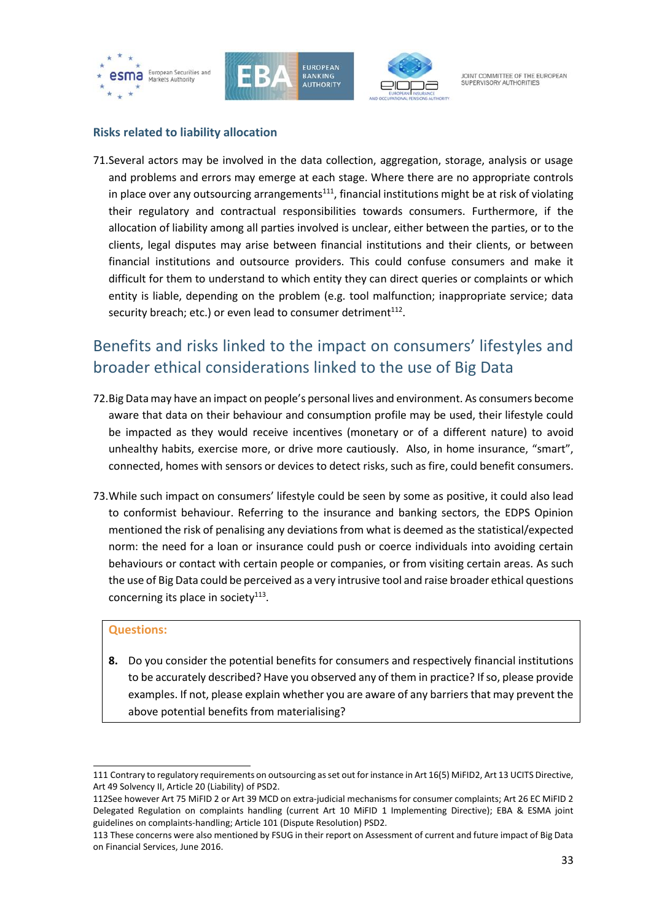### Risks related to liability allocation

71. Several actors may be involved in the data collection, aggregation, storage, analysis or usage and problems and errors may emerge at each stage. Where there are no appropriate controls in place over any outsourcing arrangements[111], financial institutions might be at risk of violating their regulatory and contractual responsibilities towards consumers. Furthermore, if the allocation of liability among all parties involved is unclear, either between the parties, or to the clients, legal disputes may arise between financial institutions and their clients, or between financial institutions and outsource providers. This could confuse consumers and make it difficult for them to understand to which entity they can direct queries or complaints or which entity is liable, depending on the problem (e.g. tool malfunction; inappropriate service; data security breach; etc.) or even lead to consumer detriment[112].

## Benefits and risks linked to the impact on consumers' lifestyles and broader ethical considerations linked to the use of Big Data

72. Big Data may have an impact on people's personal lives and environment. As consumers become aware that data on their behaviour and consumption profile may be used, their lifestyle could be impacted as they would receive incentives (monetary or of a different nature) to avoid unhealthy habits, exercise more, or drive more cautiously. Also, in home insurance, "smart", connected, homes with sensors or devices to detect risks, such as fire, could benefit consumers.

73. While such impact on consumers' lifestyle could be seen by some as positive, it could also lead to conformist behaviour. Referring to the insurance and banking sectors, the EDPS Opinion mentioned the risk of penalising any deviations from what is deemed as the statistical/expected norm: the need for a loan or insurance could push or coerce individuals into avoiding certain behaviours or contact with certain people or companies, or from visiting certain areas. As such the use of Big Data could be perceived as a very intrusive tool and raise broader ethical questions concerning its place in society[113].

**Questions:**

**8.** Do you consider the potential benefits for consumers and respectively financial institutions to be accurately described? Have you observed any of them in practice? If so, please provide examples. If not, please explain whether you are aware of any barriers that may prevent the above potential benefits from materialising?

---

111 Contrary to regulatory requirements on outsourcing as set out for instance in Art 16(5) MiFID2, Art 13 UCITS Directive, Art 49 Solvency II, Article 20 (Liability) of PSD2.

112 See however Art 75 MiFID 2 or Art 39 MCD on extra-judicial mechanisms for consumer complaints; Art 26 EC MiFID 2 Delegated Regulation on complaints handling (current Art 10 MiFID 1 Implementing Directive); EBA & ESMA joint guidelines on complaints-handling; Article 101 (Dispute Resolution) PSD2.

113 These concerns were also mentioned by FSUG in their report on Assessment of current and future impact of Big Data on Financial Services, June 2016.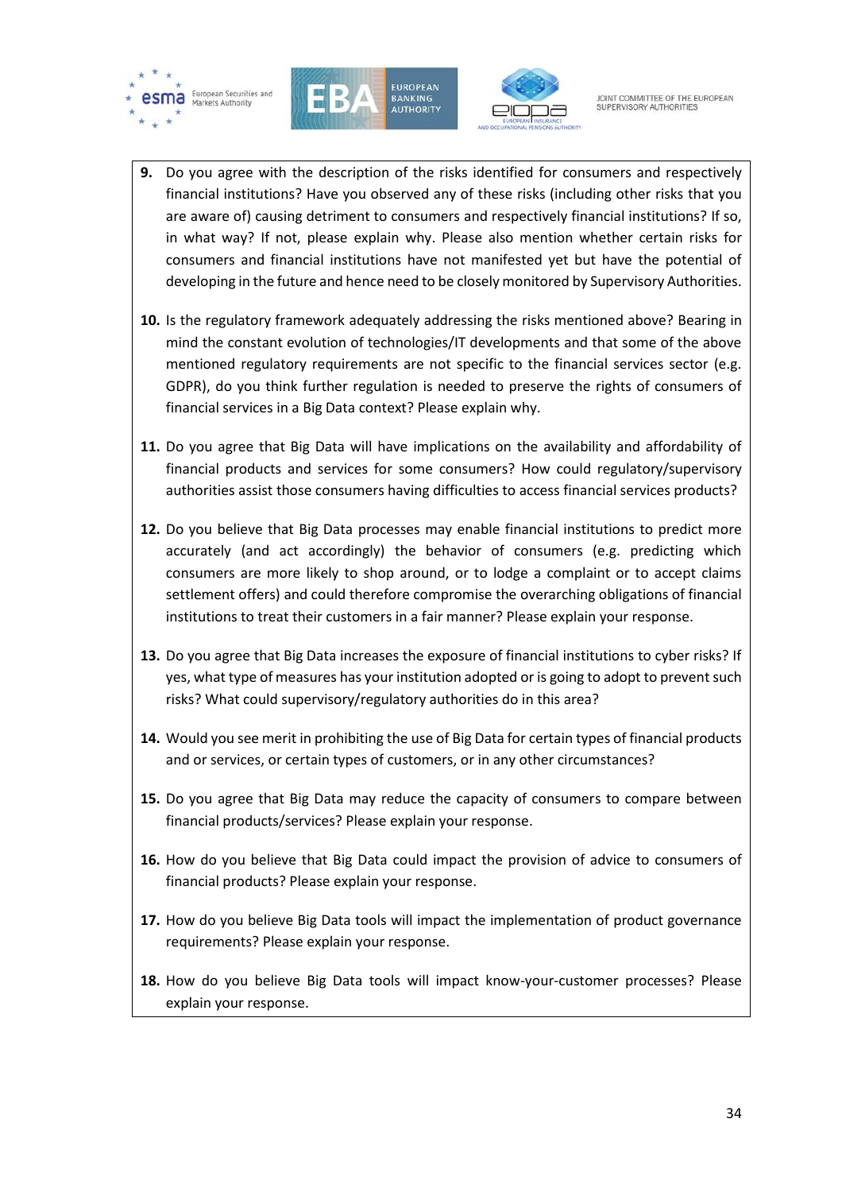9. Do you agree with the description of the risks identified for consumers and respectively financial institutions? Have you observed any of these risks (including other risks that you are aware of) causing detriment to consumers and respectively financial institutions? If so, in what way? If not, please explain why. Please also mention whether certain risks for consumers and financial institutions have not manifested yet but have the potential of developing in the future and hence need to be closely monitored by Supervisory Authorities.

10. Is the regulatory framework adequately addressing the risks mentioned above? Bearing in mind the constant evolution of technologies/IT developments and that some of the above mentioned regulatory requirements are not specific to the financial services sector (e.g. GDPR), do you think further regulation is needed to preserve the rights of consumers of financial services in a Big Data context? Please explain why.

11. Do you agree that Big Data will have implications on the availability and affordability of financial products and services for some consumers? How could regulatory/supervisory authorities assist those consumers having difficulties to access financial services products?

12. Do you believe that Big Data processes may enable financial institutions to predict more accurately (and act accordingly) the behavior of consumers (e.g. predicting which consumers are more likely to shop around, or to lodge a complaint or to accept claims settlement offers) and could therefore compromise the overarching obligations of financial institutions to treat their customers in a fair manner? Please explain your response.

13. Do you agree that Big Data increases the exposure of financial institutions to cyber risks? If yes, what type of measures has your institution adopted or is going to adopt to prevent such risks? What could supervisory/regulatory authorities do in this area?

14. Would you see merit in prohibiting the use of Big Data for certain types of financial products and or services, or certain types of customers, or in any other circumstances?

15. Do you agree that Big Data may reduce the capacity of consumers to compare between financial products/services? Please explain your response.

16. How do you believe that Big Data could impact the provision of advice to consumers of financial products? Please explain your response.

17. How do you believe Big Data tools will impact the implementation of product governance requirements? Please explain your response.

18. How do you believe Big Data tools will impact know-your-customer processes? Please explain your response.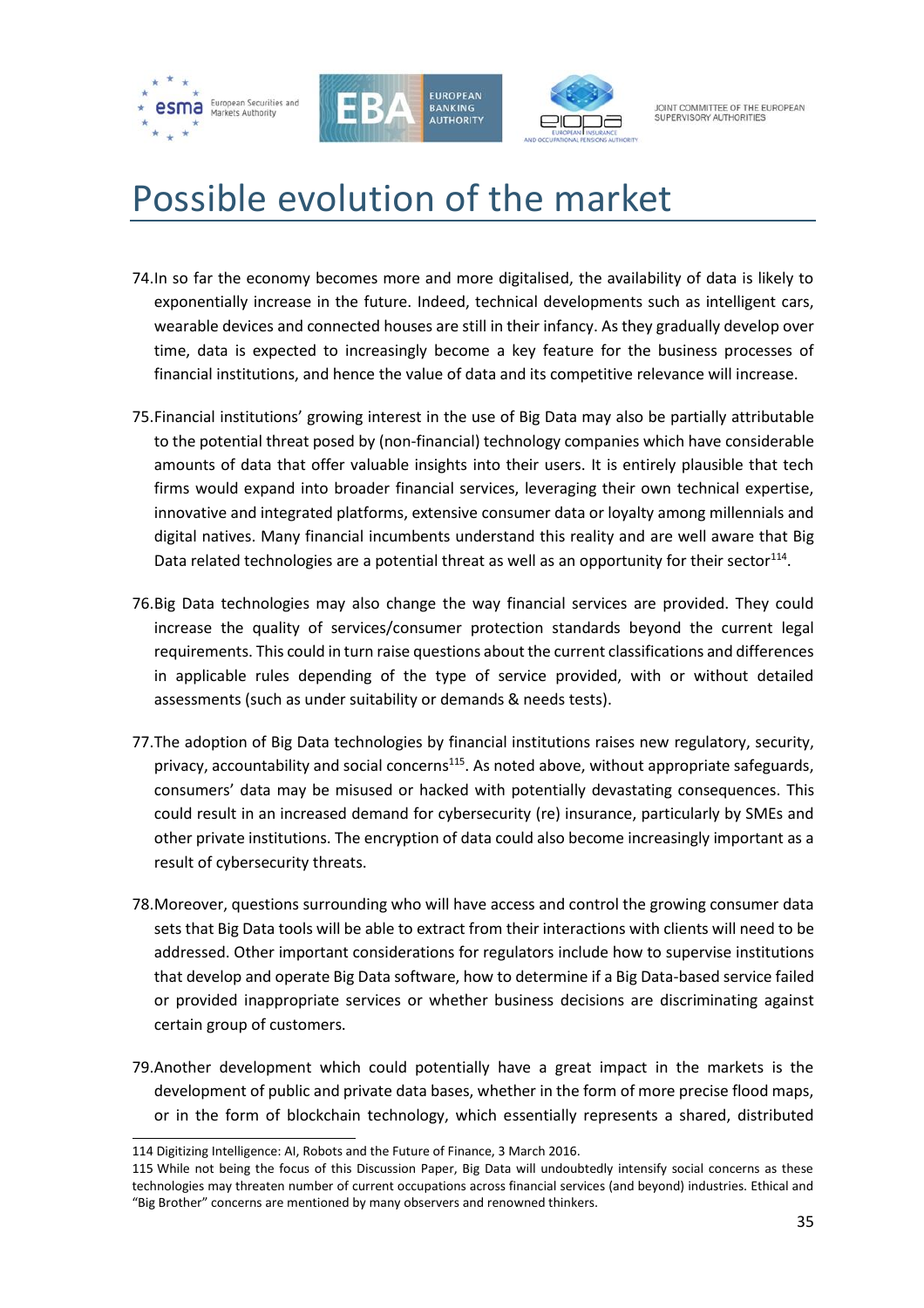# Possible evolution of the market

74. In so far the economy becomes more and more digitalised, the availability of data is likely to exponentially increase in the future. Indeed, technical developments such as intelligent cars, wearable devices and connected houses are still in their infancy. As they gradually develop over time, data is expected to increasingly become a key feature for the business processes of financial institutions, and hence the value of data and its competitive relevance will increase.

75. Financial institutions' growing interest in the use of Big Data may also be partially attributable to the potential threat posed by (non-financial) technology companies which have considerable amounts of data that offer valuable insights into their users. It is entirely plausible that tech firms would expand into broader financial services, leveraging their own technical expertise, innovative and integrated platforms, extensive consumer data or loyalty among millennials and digital natives. Many financial incumbents understand this reality and are well aware that Big Data related technologies are a potential threat as well as an opportunity for their sector[114].

76. Big Data technologies may also change the way financial services are provided. They could increase the quality of services/consumer protection standards beyond the current legal requirements. This could in turn raise questions about the current classifications and differences in applicable rules depending of the type of service provided, with or without detailed assessments (such as under suitability or demands & needs tests).

77. The adoption of Big Data technologies by financial institutions raises new regulatory, security, privacy, accountability and social concerns[115]. As noted above, without appropriate safeguards, consumers' data may be misused or hacked with potentially devastating consequences. This could result in an increased demand for cybersecurity (re) insurance, particularly by SMEs and other private institutions. The encryption of data could also become increasingly important as a result of cybersecurity threats.

78. Moreover, questions surrounding who will have access and control the growing consumer data sets that Big Data tools will be able to extract from their interactions with clients will need to be addressed. Other important considerations for regulators include how to supervise institutions that develop and operate Big Data software, how to determine if a Big Data-based service failed or provided inappropriate services or whether business decisions are discriminating against certain group of customers.

79. Another development which could potentially have a great impact in the markets is the development of public and private data bases, whether in the form of more precise flood maps, or in the form of blockchain technology, which essentially represents a shared, distributed

114 Digitizing Intelligence: AI, Robots and the Future of Finance, 3 March 2016.

115 While not being the focus of this Discussion Paper, Big Data will undoubtedly intensify social concerns as these technologies may threaten number of current occupations across financial services (and beyond) industries. Ethical and "Big Brother" concerns are mentioned by many observers and renowned thinkers.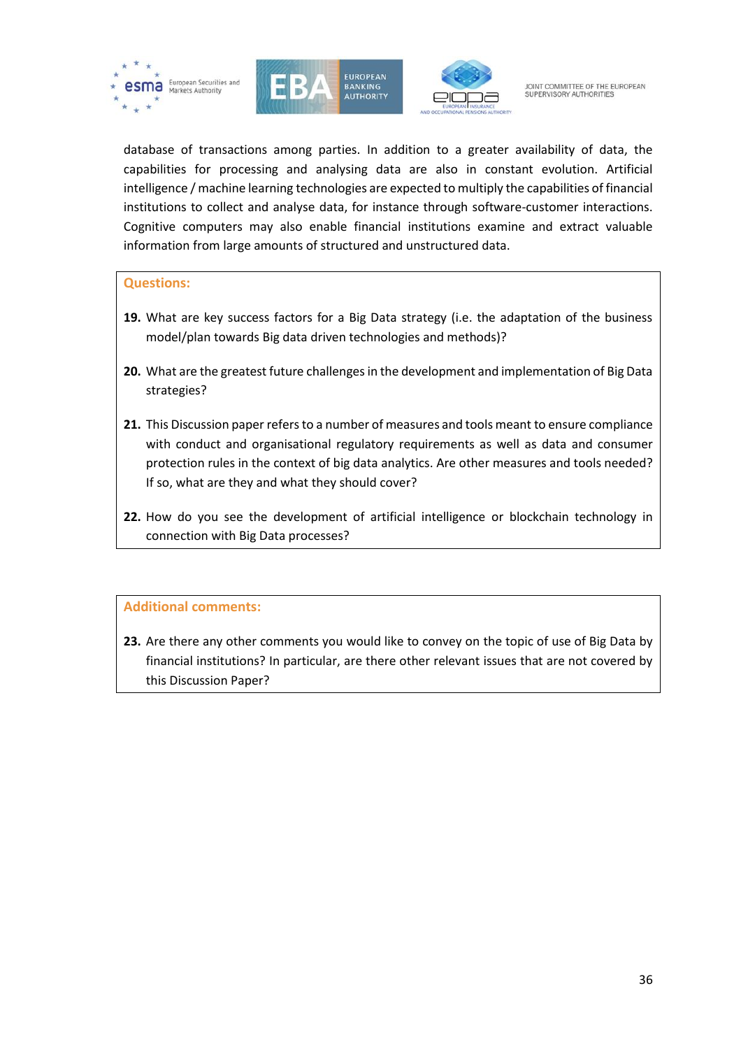database of transactions among parties. In addition to a greater availability of data, the capabilities for processing and analysing data are also in constant evolution. Artificial intelligence / machine learning technologies are expected to multiply the capabilities of financial institutions to collect and analyse data, for instance through software-customer interactions. Cognitive computers may also enable financial institutions examine and extract valuable information from large amounts of structured and unstructured data.

**Questions:**

**19.** What are key success factors for a Big Data strategy (i.e. the adaptation of the business model/plan towards Big data driven technologies and methods)?

**20.** What are the greatest future challenges in the development and implementation of Big Data strategies?

**21.** This Discussion paper refers to a number of measures and tools meant to ensure compliance with conduct and organisational regulatory requirements as well as data and consumer protection rules in the context of big data analytics. Are other measures and tools needed? If so, what are they and what they should cover?

**22.** How do you see the development of artificial intelligence or blockchain technology in connection with Big Data processes?

**Additional comments:**

**23.** Are there any other comments you would like to convey on the topic of use of Big Data by financial institutions? In particular, are there other relevant issues that are not covered by this Discussion Paper?